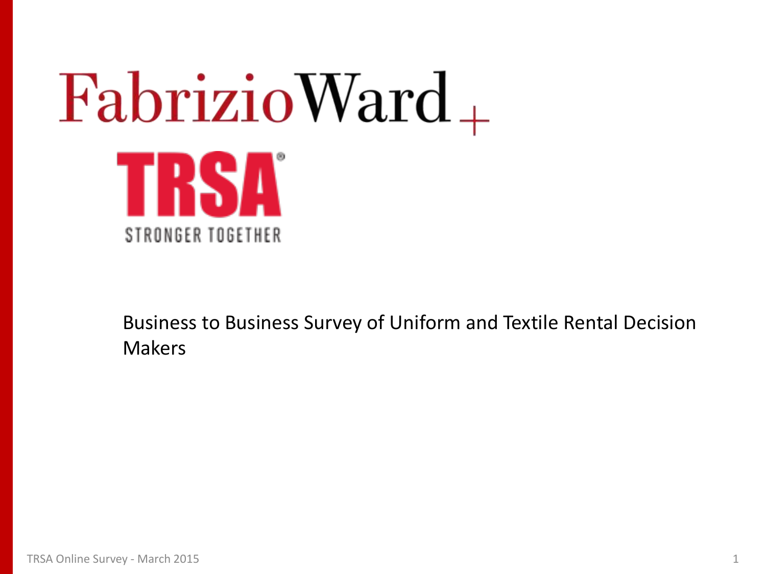FabrizioWard+

TRSA

STRONGER TOGETHER

Business to Business Survey of Uniform and Textile Rental Decision Makers

TRSA Online Survey - March 2015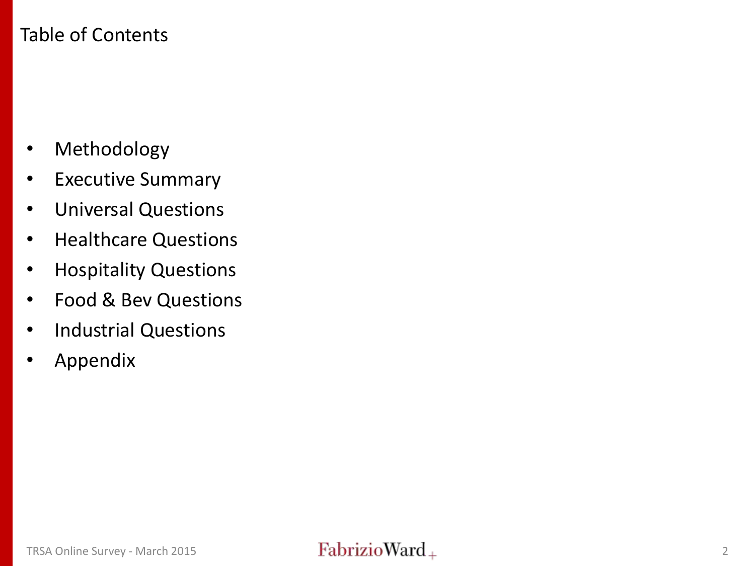# Table of Contents

- Methodology
- Executive Summary
- Universal Questions
- Healthcare Questions
- Hospitality Questions
- Food & Bev Questions
- Industrial Questions
- Appendix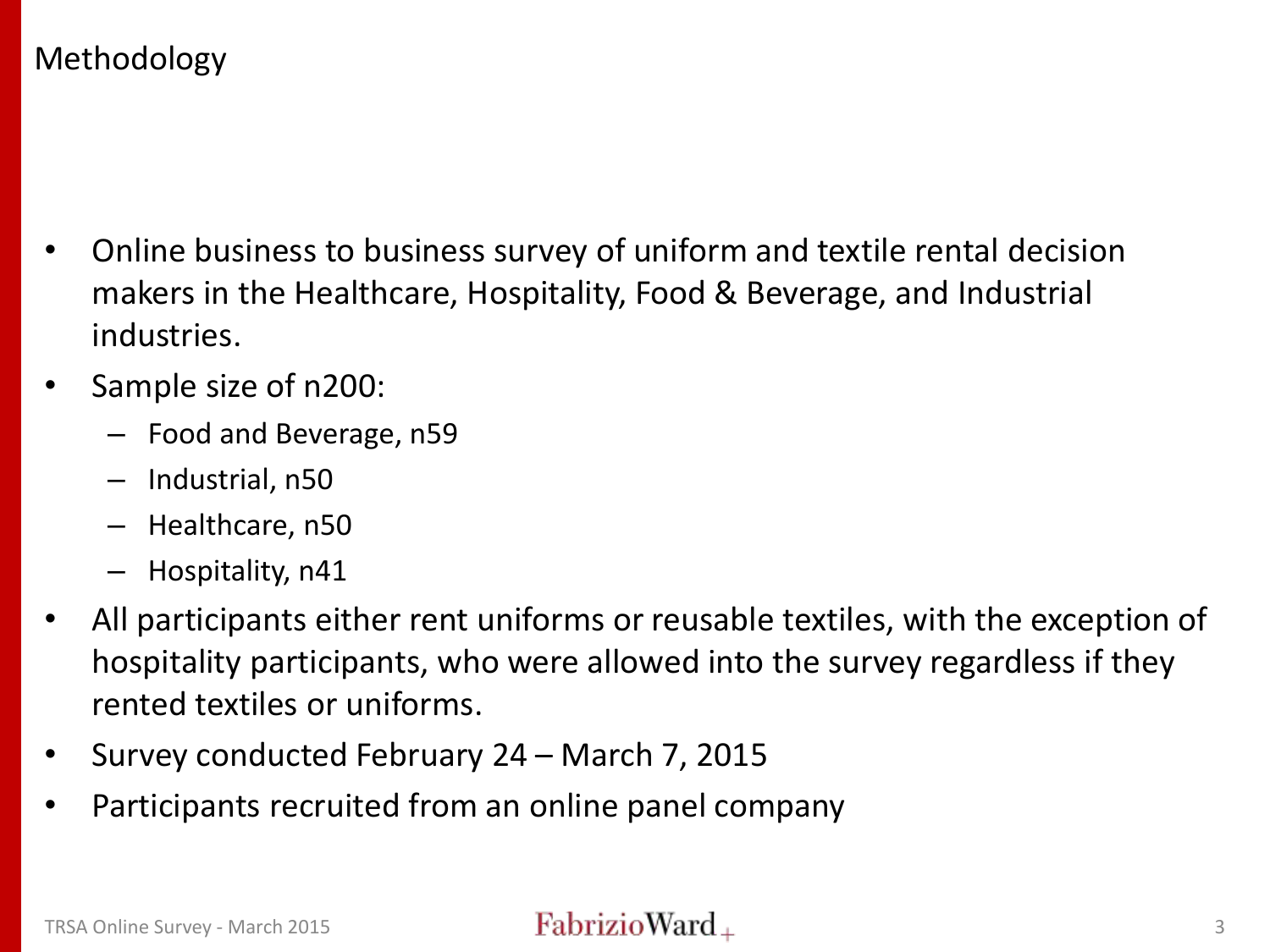# Methodology

- Online business to business survey of uniform and textile rental decision makers in the Healthcare, Hospitality, Food & Beverage, and Industrial industries.
- Sample size of n200:
  - Food and Beverage, n59
  - Industrial, n50
  - Healthcare, n50
  - Hospitality, n41
- All participants either rent uniforms or reusable textiles, with the exception of hospitality participants, who were allowed into the survey regardless if they rented textiles or uniforms.
- Survey conducted February 24 – March 7, 2015
- Participants recruited from an online panel company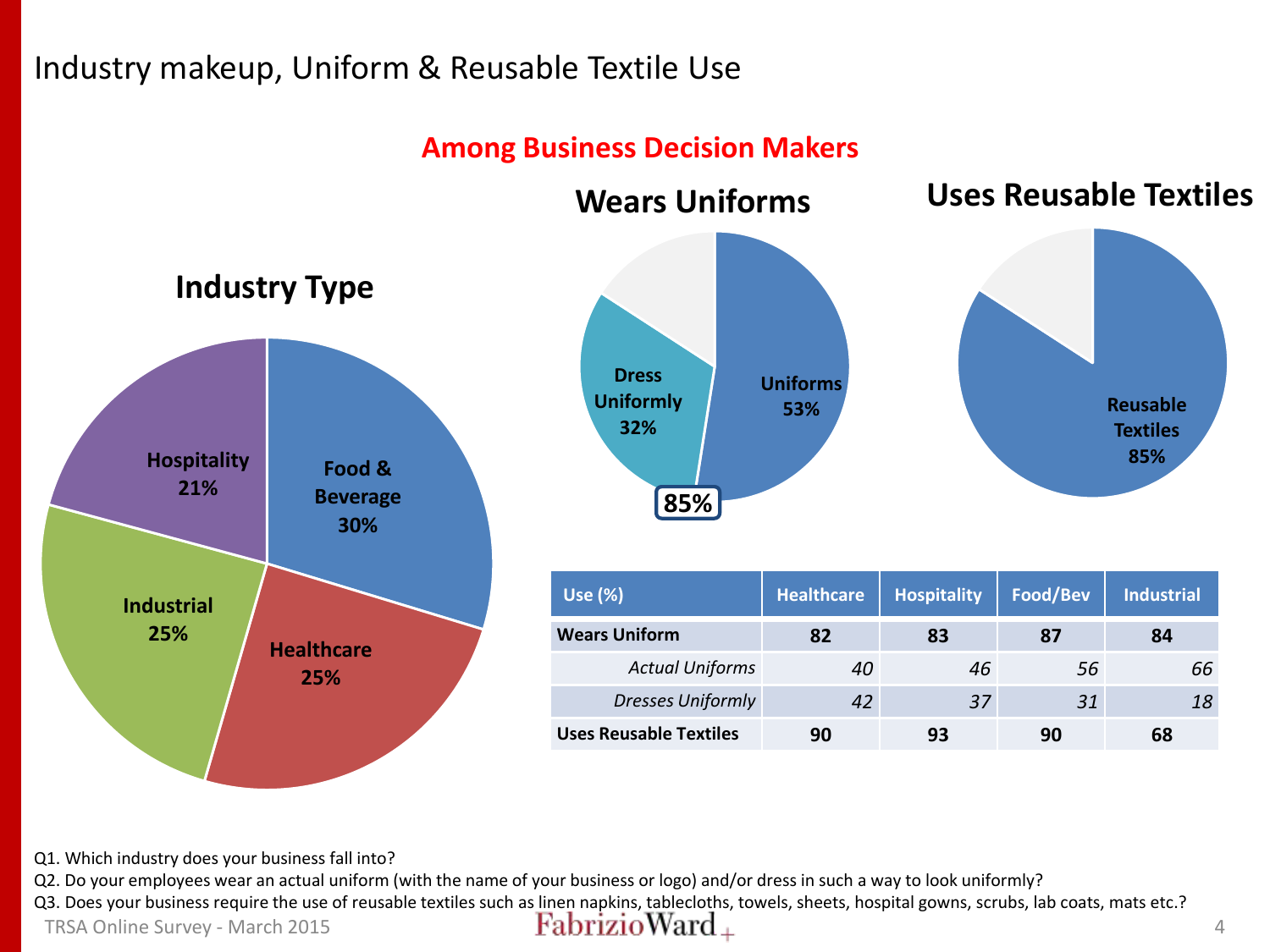# Industry makeup, Uniform & Reusable Textile Use

**Among Business Decision Makers**

### Industry Type

- Food & Beverage 30%
- Healthcare 25%
- Industrial 25%
- Hospitality 21%

### Wears Uniforms

- Uniforms 53%
- Dress Uniformly 32%
- 85%

### Uses Reusable Textiles

- Reusable Textiles 85%

| Use (%) | Healthcare | Hospitality | Food/Bev | Industrial |
|---|---|---|---|---|
| **Wears Uniform** | **82** | **83** | **87** | **84** |
| *Actual Uniforms* | *40* | *46* | *56* | *66* |
| *Dresses Uniformly* | *42* | *37* | *31* | *18* |
| **Uses Reusable Textiles** | **90** | **93** | **90** | **68** |

Q1. Which industry does your business fall into?

Q2. Do your employees wear an actual uniform (with the name of your business or logo) and/or dress in such a way to look uniformly?

Q3. Does your business require the use of reusable textiles such as linen napkins, tablecloths, towels, sheets, hospital gowns, scrubs, lab coats, mats etc.?

TRSA Online Survey - March 2015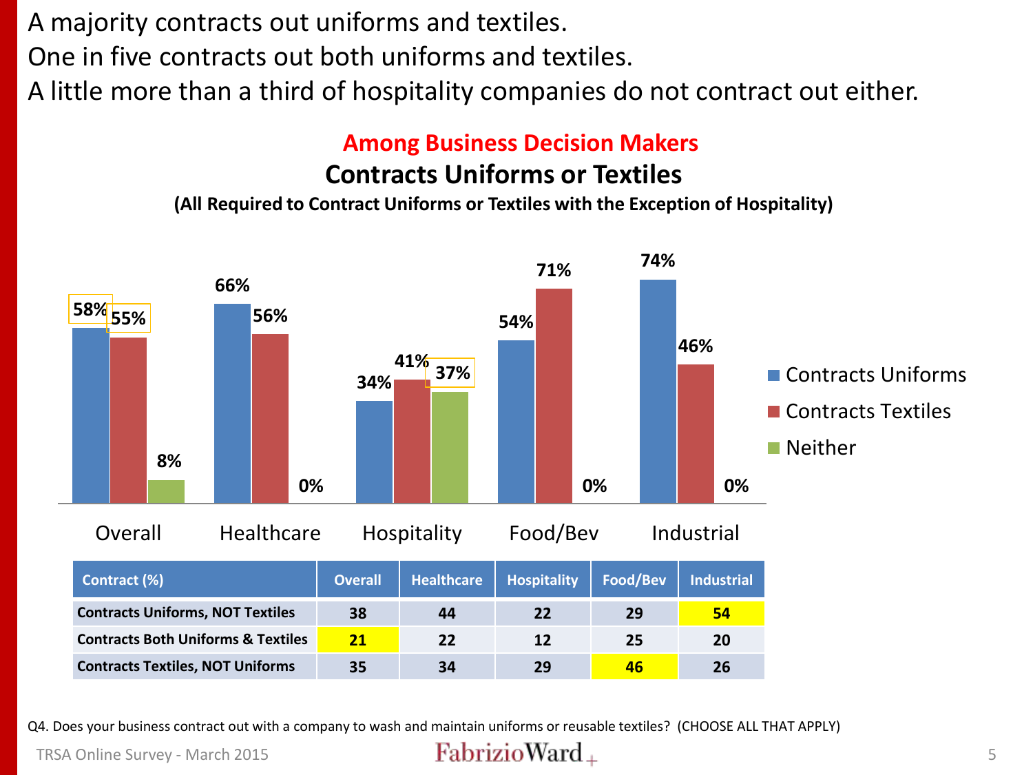A majority contracts out uniforms and textiles.
One in five contracts out both uniforms and textiles.
A little more than a third of hospitality companies do not contract out either.

## Among Business Decision Makers

### Contracts Uniforms or Textiles

**(All Required to Contract Uniforms or Textiles with the Exception of Hospitality)**

| | Contracts Uniforms | Contracts Textiles | Neither |
|---|---|---|---|
| Overall | 58% | 55% | 8% |
| Healthcare | 66% | 56% | 0% |
| Hospitality | 34% | 41% | 37% |
| Food/Bev | 54% | 71% | 0% |
| Industrial | 74% | 46% | 0% |

| Contract (%) | Overall | Healthcare | Hospitality | Food/Bev | Industrial |
|---|---|---|---|---|---|
| Contracts Uniforms, NOT Textiles | 38 | 44 | 22 | 29 | 54 |
| Contracts Both Uniforms & Textiles | 21 | 22 | 12 | 25 | 20 |
| Contracts Textiles, NOT Uniforms | 35 | 34 | 29 | 46 | 26 |

Q4. Does your business contract out with a company to wash and maintain uniforms or reusable textiles? (CHOOSE ALL THAT APPLY)

TRSA Online Survey - March 2015

FabrizioWard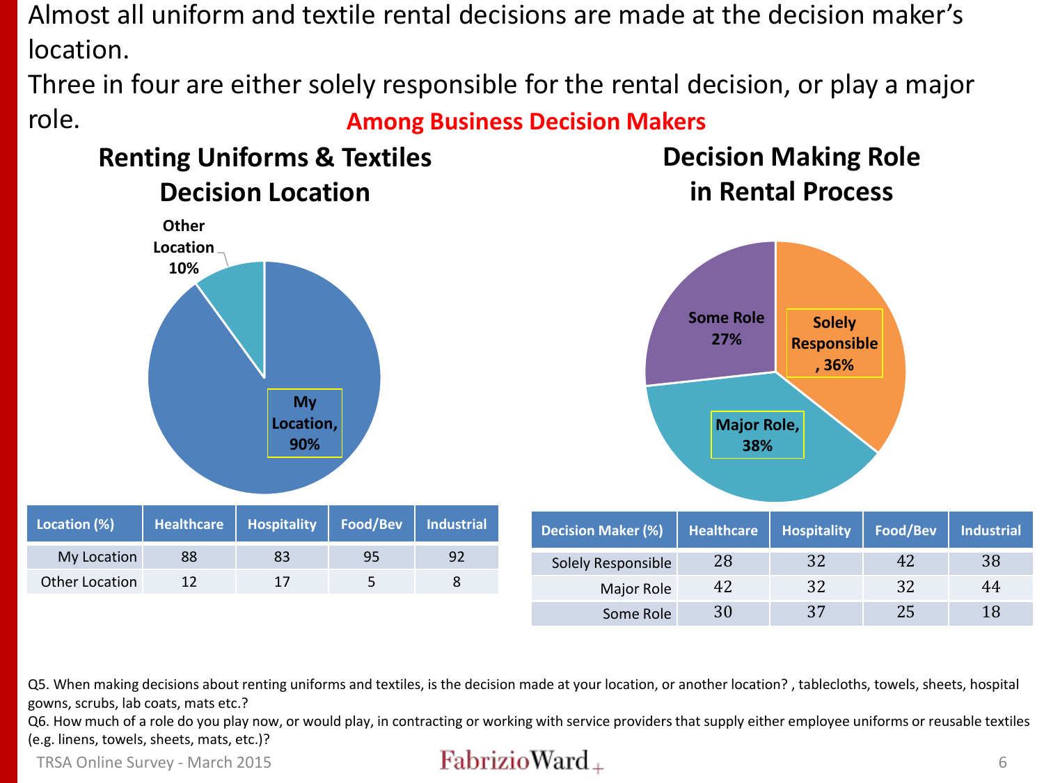Almost all uniform and textile rental decisions are made at the decision maker's location.

Three in four are either solely responsible for the rental decision, or play a major role.

**Among Business Decision Makers**

## Renting Uniforms & Textiles Decision Location

- My Location, 90%
- Other Location 10%

| Location (%) | Healthcare | Hospitality | Food/Bev | Industrial |
|---|---|---|---|---|
| My Location | 88 | 83 | 95 | 92 |
| Other Location | 12 | 17 | 5 | 8 |

## Decision Making Role in Rental Process

- Solely Responsible, 36%
- Major Role, 38%
- Some Role 27%

| Decision Maker (%) | Healthcare | Hospitality | Food/Bev | Industrial |
|---|---|---|---|---|
| Solely Responsible | 28 | 32 | 42 | 38 |
| Major Role | 42 | 32 | 32 | 44 |
| Some Role | 30 | 37 | 25 | 18 |

Q5. When making decisions about renting uniforms and textiles, is the decision made at your location, or another location? , tablecloths, towels, sheets, hospital gowns, scrubs, lab coats, mats etc.?

Q6. How much of a role do you play now, or would play, in contracting or working with service providers that supply either employee uniforms or reusable textiles (e.g. linens, towels, sheets, mats, etc.)?

TRSA Online Survey - March 2015

FabrizioWard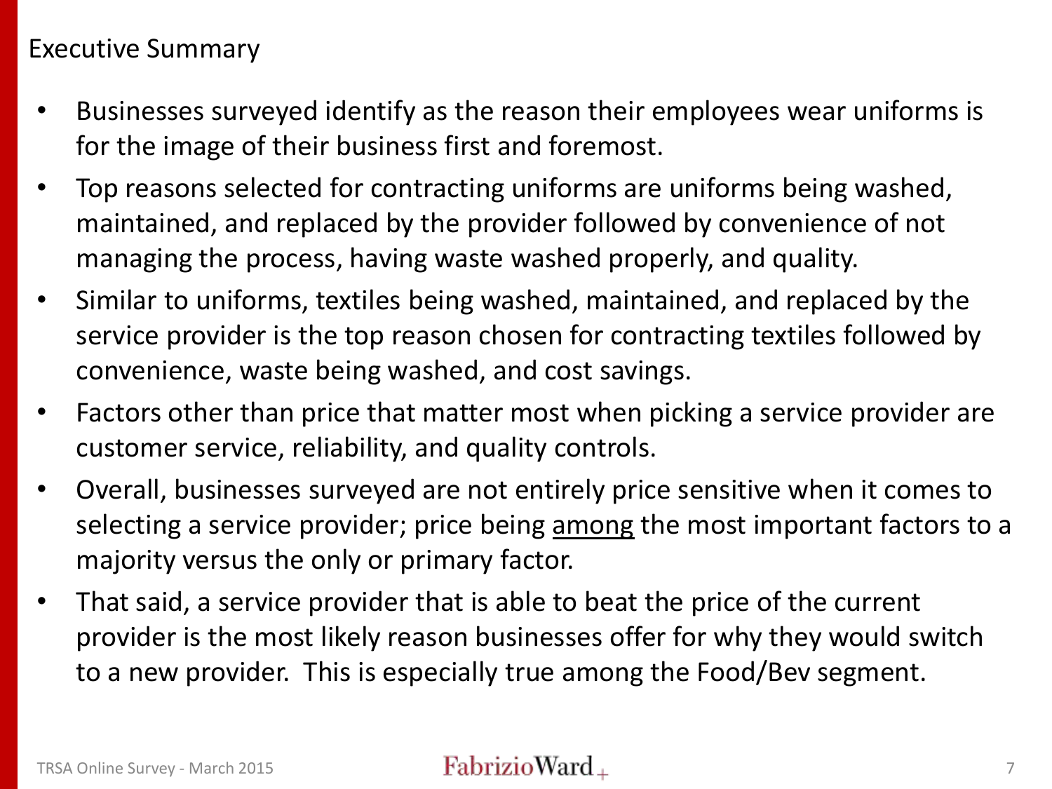## Executive Summary

- Businesses surveyed identify as the reason their employees wear uniforms is for the image of their business first and foremost.
- Top reasons selected for contracting uniforms are uniforms being washed, maintained, and replaced by the provider followed by convenience of not managing the process, having waste washed properly, and quality.
- Similar to uniforms, textiles being washed, maintained, and replaced by the service provider is the top reason chosen for contracting textiles followed by convenience, waste being washed, and cost savings.
- Factors other than price that matter most when picking a service provider are customer service, reliability, and quality controls.
- Overall, businesses surveyed are not entirely price sensitive when it comes to selecting a service provider; price being <u>among</u> the most important factors to a majority versus the only or primary factor.
- That said, a service provider that is able to beat the price of the current provider is the most likely reason businesses offer for why they would switch to a new provider. This is especially true among the Food/Bev segment.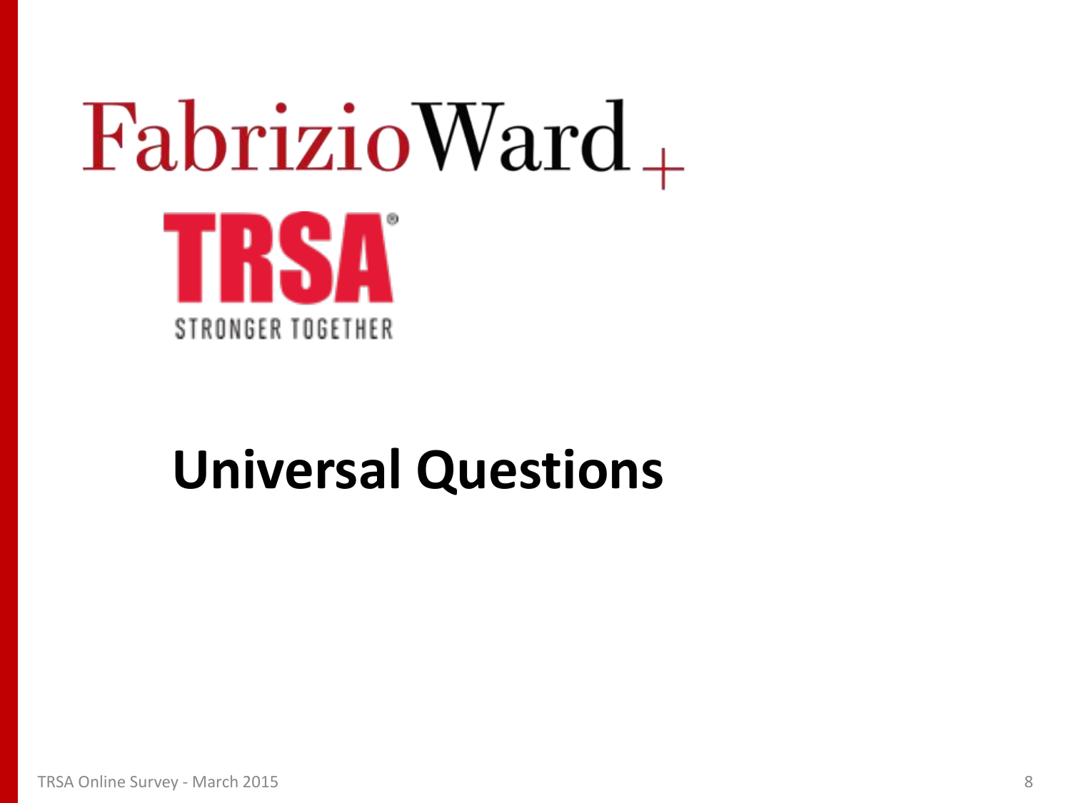FabrizioWard+

TRSA

STRONGER TOGETHER

# Universal Questions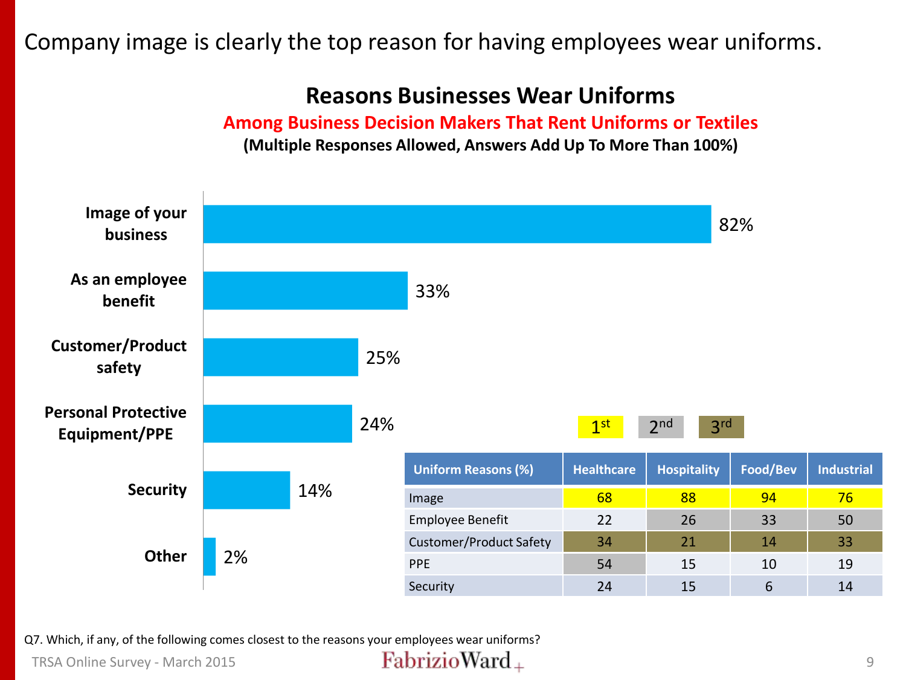Company image is clearly the top reason for having employees wear uniforms.

## Reasons Businesses Wear Uniforms

**Among Business Decision Makers That Rent Uniforms or Textiles**

**(Multiple Responses Allowed, Answers Add Up To More Than 100%)**

| Reason | % |
|---|---|
| Image of your business | 82% |
| As an employee benefit | 33% |
| Customer/Product safety | 25% |
| Personal Protective Equipment/PPE | 24% |
| Security | 14% |
| Other | 2% |

1st | 2nd | 3rd

| Uniform Reasons (%) | Healthcare | Hospitality | Food/Bev | Industrial |
|---|---|---|---|---|
| Image | 68 | 88 | 94 | 76 |
| Employee Benefit | 22 | 26 | 33 | 50 |
| Customer/Product Safety | 34 | 21 | 14 | 33 |
| PPE | 54 | 15 | 10 | 19 |
| Security | 24 | 15 | 6 | 14 |

Q7. Which, if any, of the following comes closest to the reasons your employees wear uniforms?

TRSA Online Survey - March 2015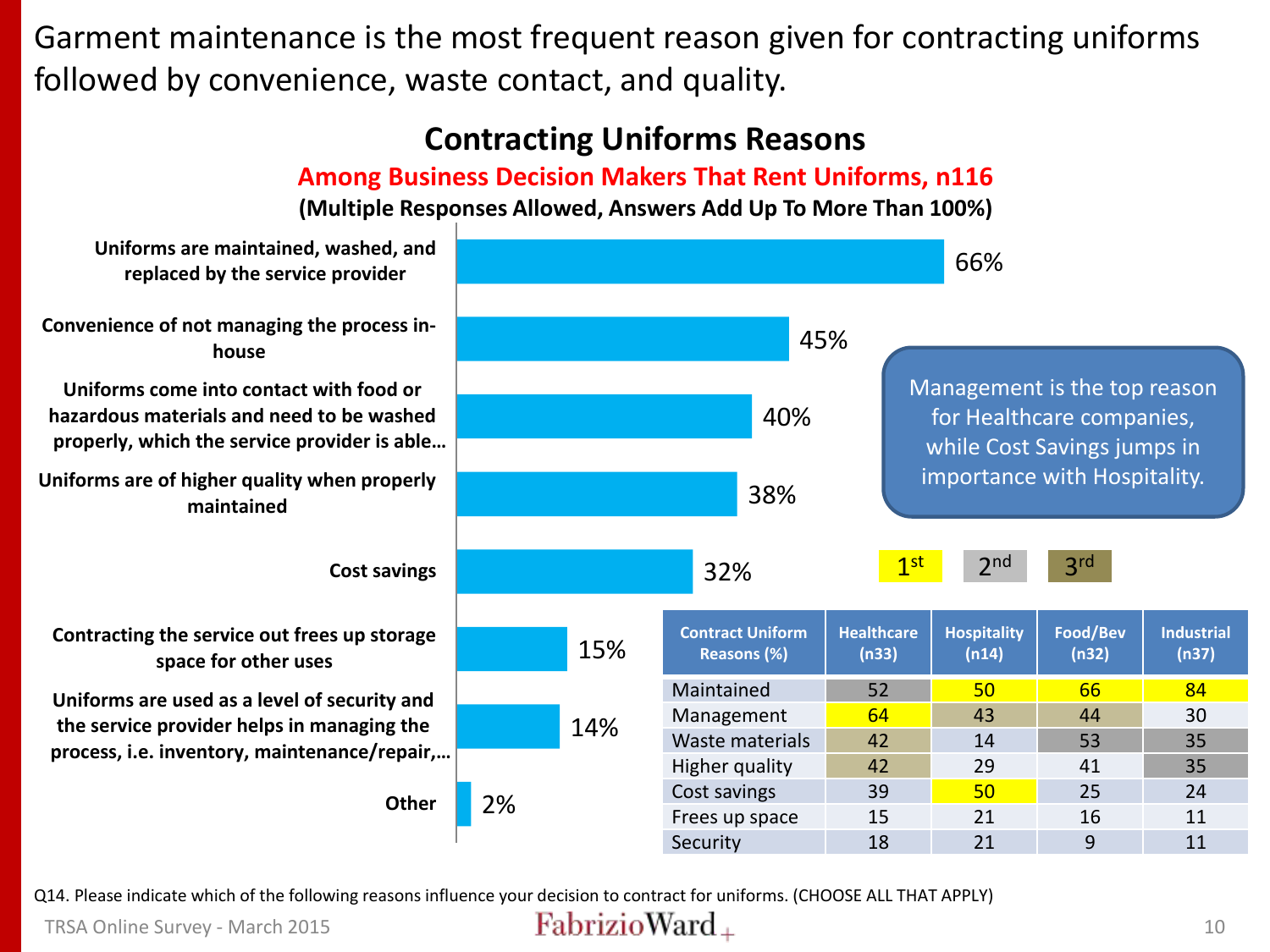# Garment maintenance is the most frequent reason given for contracting uniforms followed by convenience, waste contact, and quality.

## Contracting Uniforms Reasons

**Among Business Decision Makers That Rent Uniforms, n116**

**(Multiple Responses Allowed, Answers Add Up To More Than 100%)**

| Reason | % |
|---|---|
| Uniforms are maintained, washed, and replaced by the service provider | 66% |
| Convenience of not managing the process in-house | 45% |
| Uniforms come into contact with food or hazardous materials and need to be washed properly, which the service provider is able… | 40% |
| Uniforms are of higher quality when properly maintained | 38% |
| Cost savings | 32% |
| Contracting the service out frees up storage space for other uses | 15% |
| Uniforms are used as a level of security and the service provider helps in managing the process, i.e. inventory, maintenance/repair,… | 14% |
| Other | 2% |

Management is the top reason for Healthcare companies, while Cost Savings jumps in importance with Hospitality.

1st 2nd 3rd

| Contract Uniform Reasons (%) | Healthcare (n33) | Hospitality (n14) | Food/Bev (n32) | Industrial (n37) |
|---|---|---|---|---|
| Maintained | 52 | 50 | 66 | 84 |
| Management | 64 | 43 | 44 | 30 |
| Waste materials | 42 | 14 | 53 | 35 |
| Higher quality | 42 | 29 | 41 | 35 |
| Cost savings | 39 | 50 | 25 | 24 |
| Frees up space | 15 | 21 | 16 | 11 |
| Security | 18 | 21 | 9 | 11 |

Q14. Please indicate which of the following reasons influence your decision to contract for uniforms. (CHOOSE ALL THAT APPLY)

TRSA Online Survey - March 2015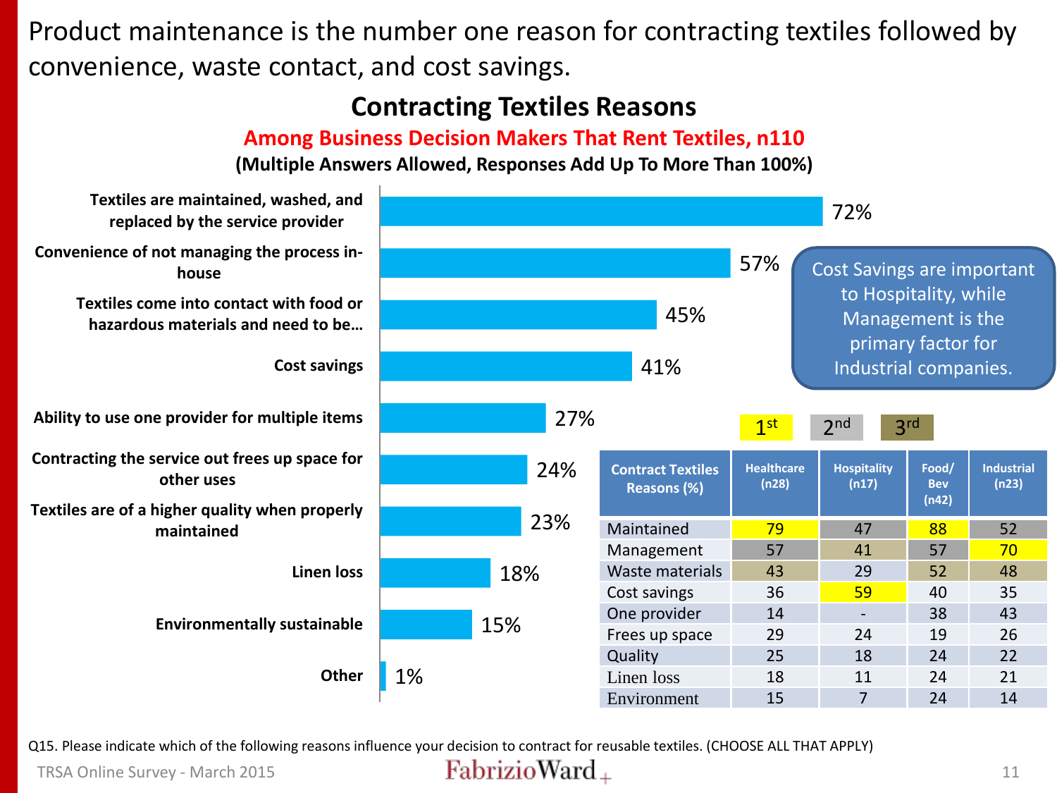Product maintenance is the number one reason for contracting textiles followed by convenience, waste contact, and cost savings.

## Contracting Textiles Reasons

**Among Business Decision Makers That Rent Textiles, n110**

**(Multiple Answers Allowed, Responses Add Up To More Than 100%)**

| Reason | % |
|---|---|
| Textiles are maintained, washed, and replaced by the service provider | 72% |
| Convenience of not managing the process in-house | 57% |
| Textiles come into contact with food or hazardous materials and need to be… | 45% |
| Cost savings | 41% |
| Ability to use one provider for multiple items | 27% |
| Contracting the service out frees up space for other uses | 24% |
| Textiles are of a higher quality when properly maintained | 23% |
| Linen loss | 18% |
| Environmentally sustainable | 15% |
| Other | 1% |

Cost Savings are important to Hospitality, while Management is the primary factor for Industrial companies.

1st 2nd 3rd

| Contract Textiles Reasons (%) | Healthcare (n28) | Hospitality (n17) | Food/ Bev (n42) | Industrial (n23) |
|---|---|---|---|---|
| Maintained | 79 | 47 | 88 | 52 |
| Management | 57 | 41 | 57 | 70 |
| Waste materials | 43 | 29 | 52 | 48 |
| Cost savings | 36 | 59 | 40 | 35 |
| One provider | 14 | - | 38 | 43 |
| Frees up space | 29 | 24 | 19 | 26 |
| Quality | 25 | 18 | 24 | 22 |
| Linen loss | 18 | 11 | 24 | 21 |
| Environment | 15 | 7 | 24 | 14 |

Q15. Please indicate which of the following reasons influence your decision to contract for reusable textiles. (CHOOSE ALL THAT APPLY)

TRSA Online Survey - March 2015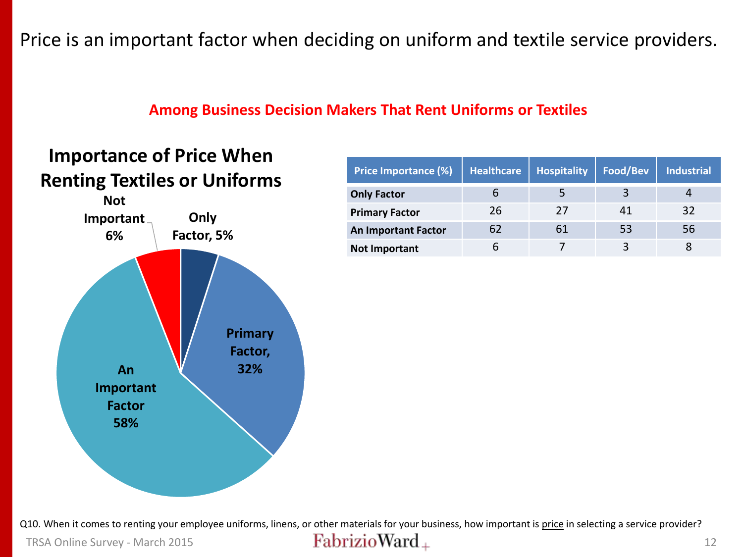Price is an important factor when deciding on uniform and textile service providers.

**Among Business Decision Makers That Rent Uniforms or Textiles**

**Importance of Price When Renting Textiles or Uniforms**

Not Important 6%

Only Factor, 5%

Primary Factor, 32%

An Important Factor 58%

| Price Importance (%) | Healthcare | Hospitality | Food/Bev | Industrial |
|---|---|---|---|---|
| **Only Factor** | 6 | 5 | 3 | 4 |
| **Primary Factor** | 26 | 27 | 41 | 32 |
| **An Important Factor** | 62 | 61 | 53 | 56 |
| **Not Important** | 6 | 7 | 3 | 8 |

Q10. When it comes to renting your employee uniforms, linens, or other materials for your business, how important is price in selecting a service provider?

TRSA Online Survey - March 2015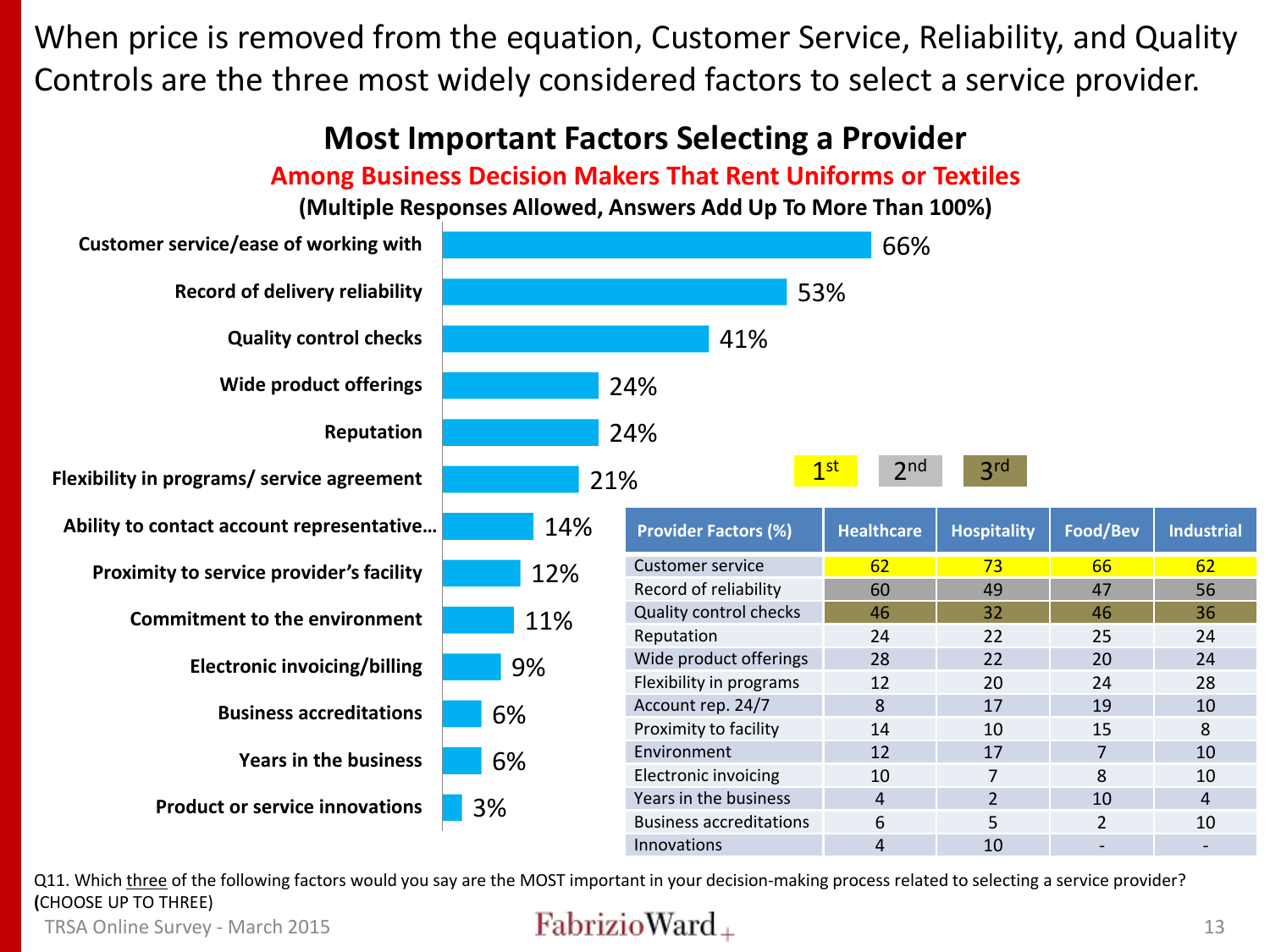When price is removed from the equation, Customer Service, Reliability, and Quality Controls are the three most widely considered factors to select a service provider.

## Most Important Factors Selecting a Provider

**Among Business Decision Makers That Rent Uniforms or Textiles**

**(Multiple Responses Allowed, Answers Add Up To More Than 100%)**

| Factor | % |
|---|---|
| Customer service/ease of working with | 66% |
| Record of delivery reliability | 53% |
| Quality control checks | 41% |
| Wide product offerings | 24% |
| Reputation | 24% |
| Flexibility in programs/ service agreement | 21% |
| Ability to contact account representative… | 14% |
| Proximity to service provider's facility | 12% |
| Commitment to the environment | 11% |
| Electronic invoicing/billing | 9% |
| Business accreditations | 6% |
| Years in the business | 6% |
| Product or service innovations | 3% |

1st 2nd 3rd

| Provider Factors (%) | Healthcare | Hospitality | Food/Bev | Industrial |
|---|---|---|---|---|
| Customer service | 62 | 73 | 66 | 62 |
| Record of reliability | 60 | 49 | 47 | 56 |
| Quality control checks | 46 | 32 | 46 | 36 |
| Reputation | 24 | 22 | 25 | 24 |
| Wide product offerings | 28 | 22 | 20 | 24 |
| Flexibility in programs | 12 | 20 | 24 | 28 |
| Account rep. 24/7 | 8 | 17 | 19 | 10 |
| Proximity to facility | 14 | 10 | 15 | 8 |
| Environment | 12 | 17 | 7 | 10 |
| Electronic invoicing | 10 | 7 | 8 | 10 |
| Years in the business | 4 | 2 | 10 | 4 |
| Business accreditations | 6 | 5 | 2 | 10 |
| Innovations | 4 | 10 | - | - |

Q11. Which three of the following factors would you say are the MOST important in your decision-making process related to selecting a service provider? (CHOOSE UP TO THREE)

TRSA Online Survey - March 2015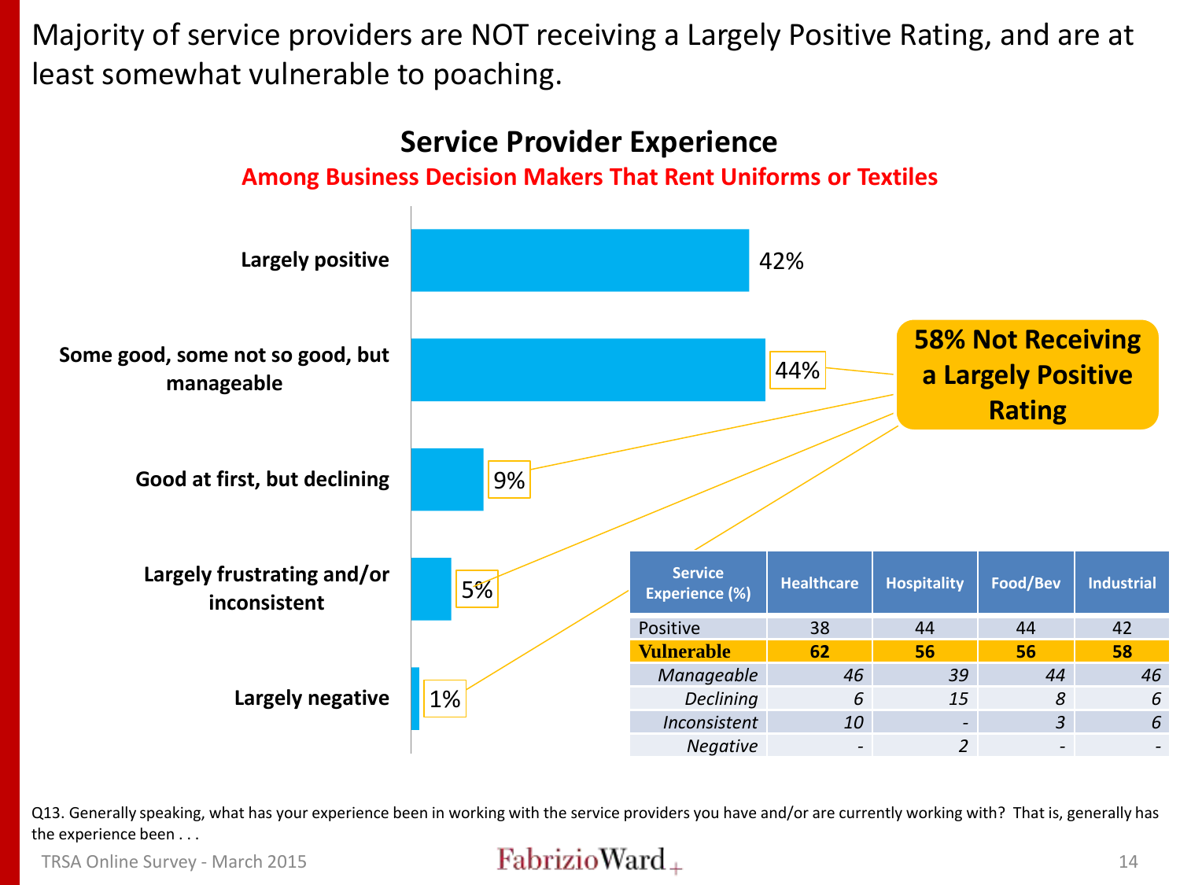# Majority of service providers are NOT receiving a Largely Positive Rating, and are at least somewhat vulnerable to poaching.

## Service Provider Experience

**Among Business Decision Makers That Rent Uniforms or Textiles**

| Response | % |
|---|---|
| Largely positive | 42% |
| Some good, some not so good, but manageable | 44% |
| Good at first, but declining | 9% |
| Largely frustrating and/or inconsistent | 5% |
| Largely negative | 1% |

**58% Not Receiving a Largely Positive Rating**

| Service Experience (%) | Healthcare | Hospitality | Food/Bev | Industrial |
|---|---|---|---|---|
| Positive | 38 | 44 | 44 | 42 |
| **Vulnerable** | **62** | **56** | **56** | **58** |
| *Manageable* | *46* | *39* | *44* | *46* |
| *Declining* | *6* | *15* | *8* | *6* |
| *Inconsistent* | *10* | *-* | *3* | *6* |
| *Negative* | *-* | *2* | *-* | *-* |

Q13. Generally speaking, what has your experience been in working with the service providers you have and/or are currently working with? That is, generally has the experience been . . .

TRSA Online Survey - March 2015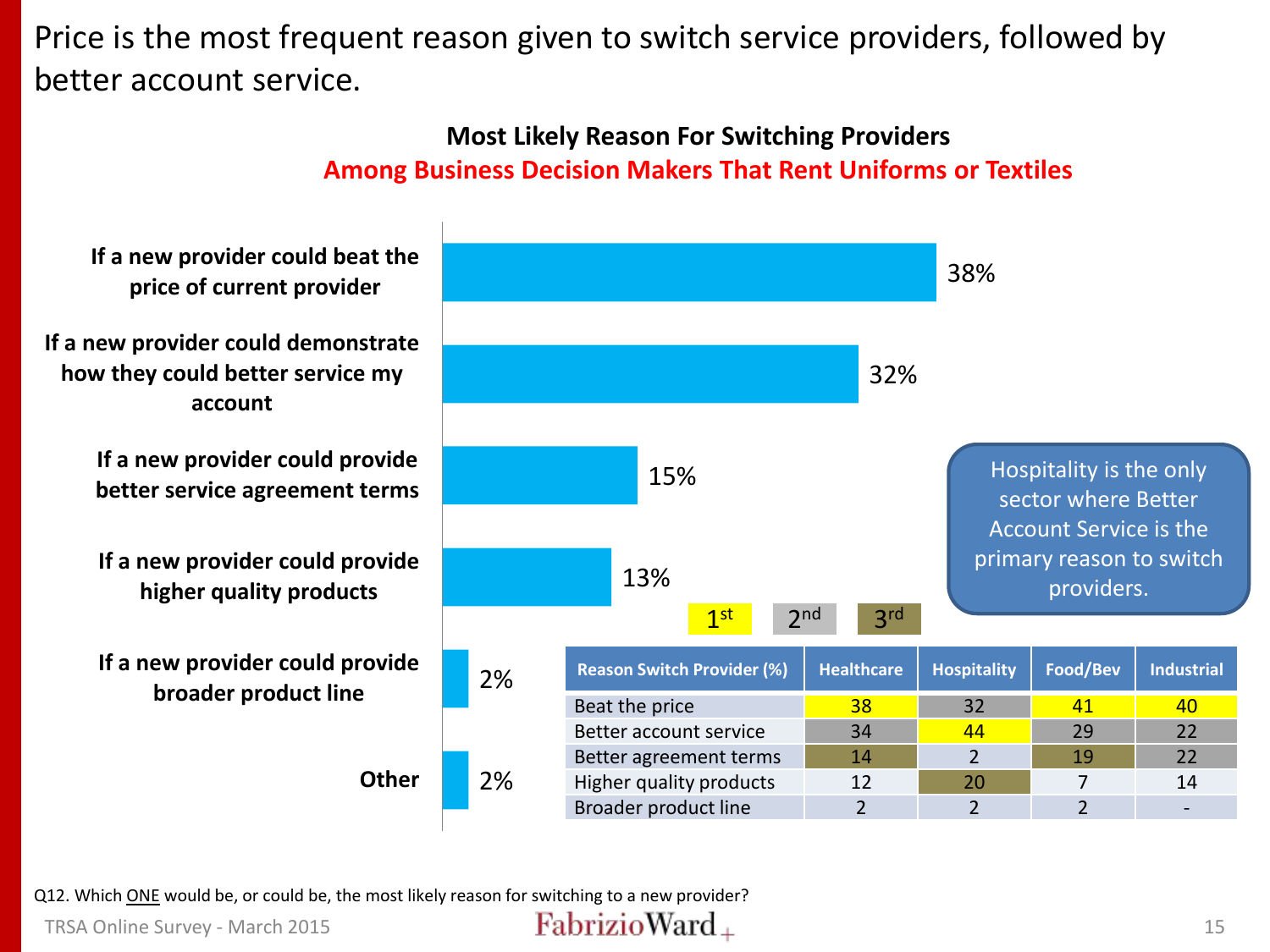# Price is the most frequent reason given to switch service providers, followed by better account service.

## Most Likely Reason For Switching Providers

**Among Business Decision Makers That Rent Uniforms or Textiles**

| Reason | % |
|---|---|
| If a new provider could beat the price of current provider | 38% |
| If a new provider could demonstrate how they could better service my account | 32% |
| If a new provider could provide better service agreement terms | 15% |
| If a new provider could provide higher quality products | 13% |
| If a new provider could provide broader product line | 2% |
| Other | 2% |

Hospitality is the only sector where Better Account Service is the primary reason to switch providers.

1st 2nd 3rd

| Reason Switch Provider (%) | Healthcare | Hospitality | Food/Bev | Industrial |
|---|---|---|---|---|
| Beat the price | 38 | 32 | 41 | 40 |
| Better account service | 34 | 44 | 29 | 22 |
| Better agreement terms | 14 | 2 | 19 | 22 |
| Higher quality products | 12 | 20 | 7 | 14 |
| Broader product line | 2 | 2 | 2 | - |

Q12. Which ONE would be, or could be, the most likely reason for switching to a new provider?

TRSA Online Survey - March 2015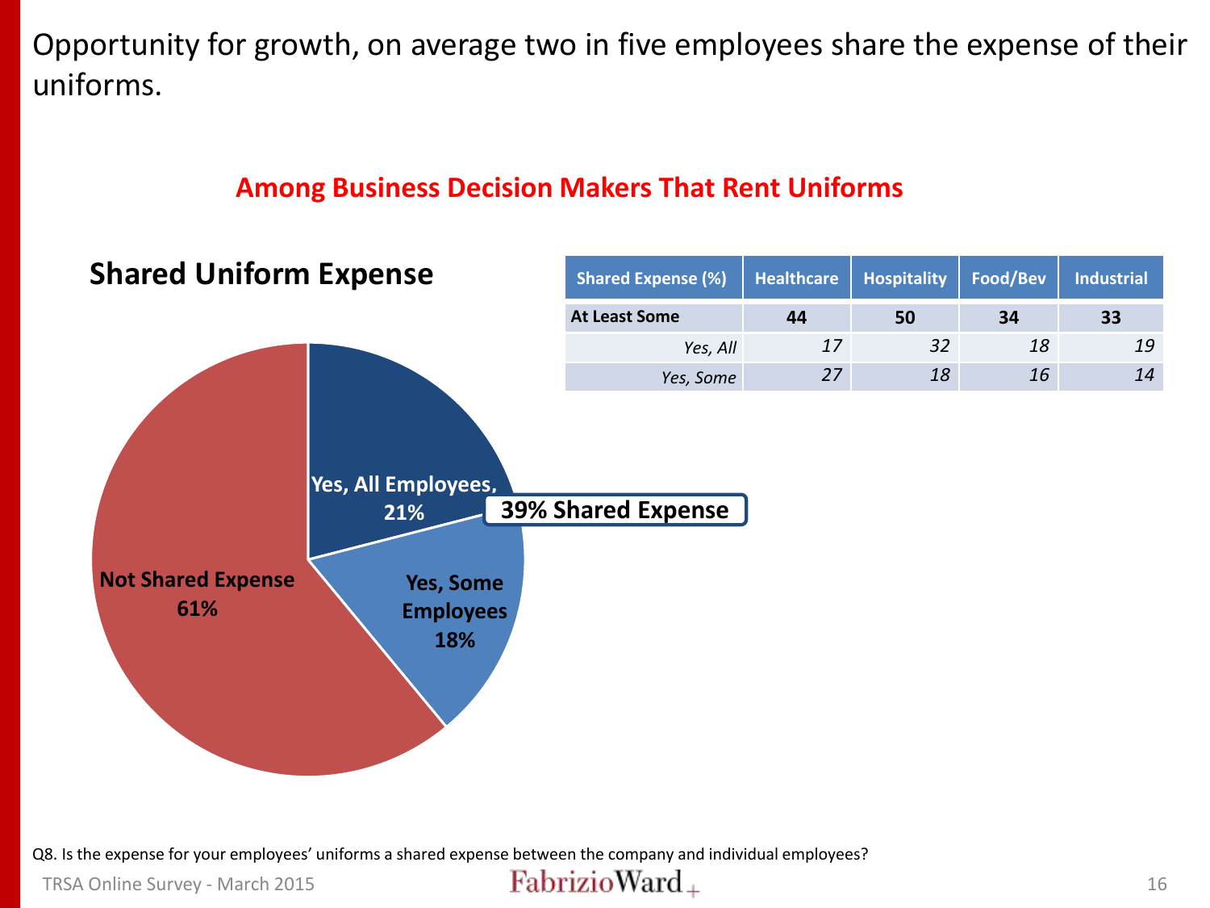# Opportunity for growth, on average two in five employees share the expense of their uniforms.

## Among Business Decision Makers That Rent Uniforms

### Shared Uniform Expense

Yes, All Employees, 21%

Yes, Some Employees 18%

Not Shared Expense 61%

**39% Shared Expense**

| Shared Expense (%) | Healthcare | Hospitality | Food/Bev | Industrial |
|---|---|---|---|---|
| **At Least Some** | **44** | **50** | **34** | **33** |
| *Yes, All* | *17* | *32* | *18* | *19* |
| *Yes, Some* | *27* | *18* | *16* | *14* |

Q8. Is the expense for your employees' uniforms a shared expense between the company and individual employees?

TRSA Online Survey - March 2015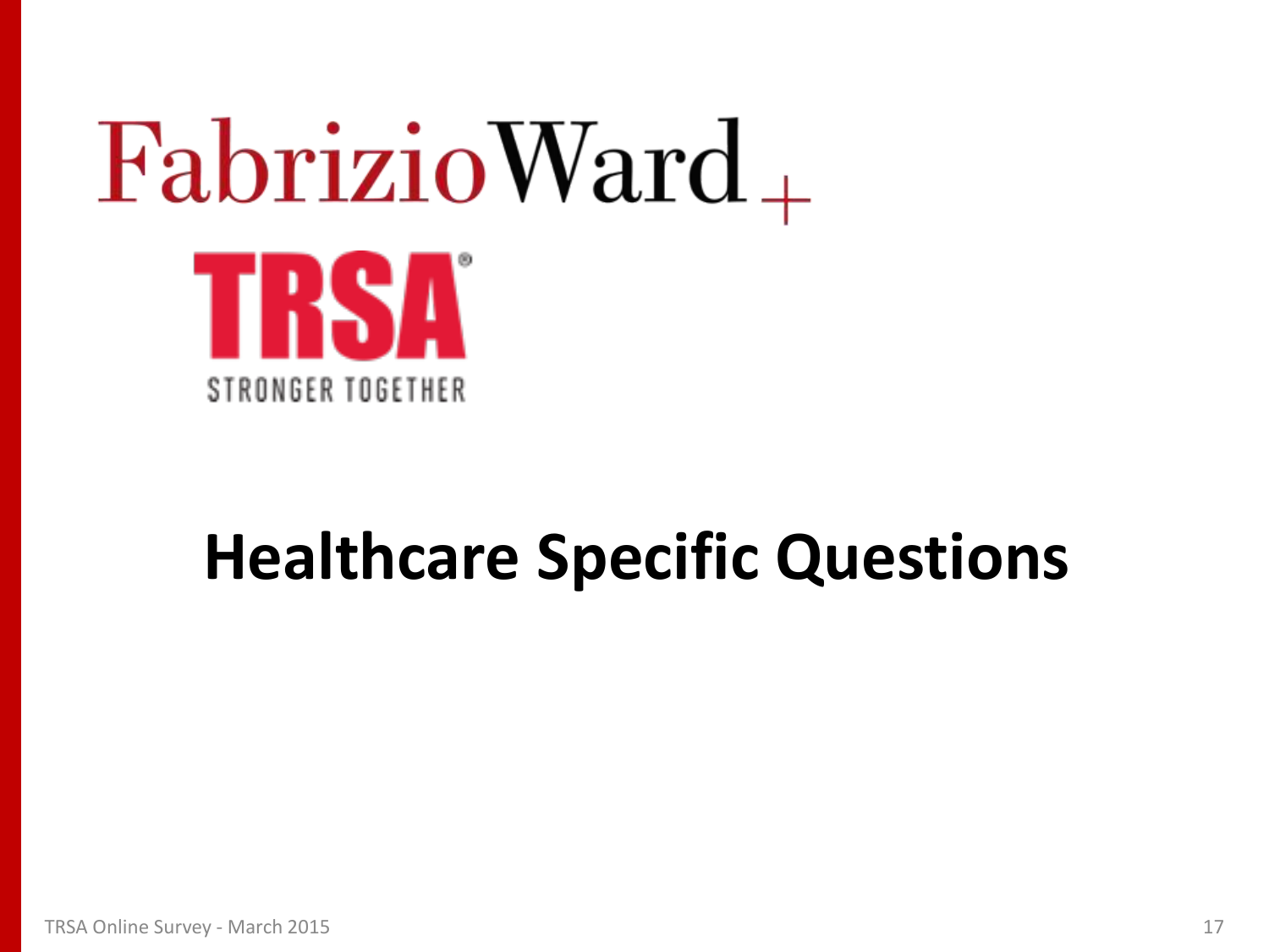FabrizioWard+

TRSA

STRONGER TOGETHER

# Healthcare Specific Questions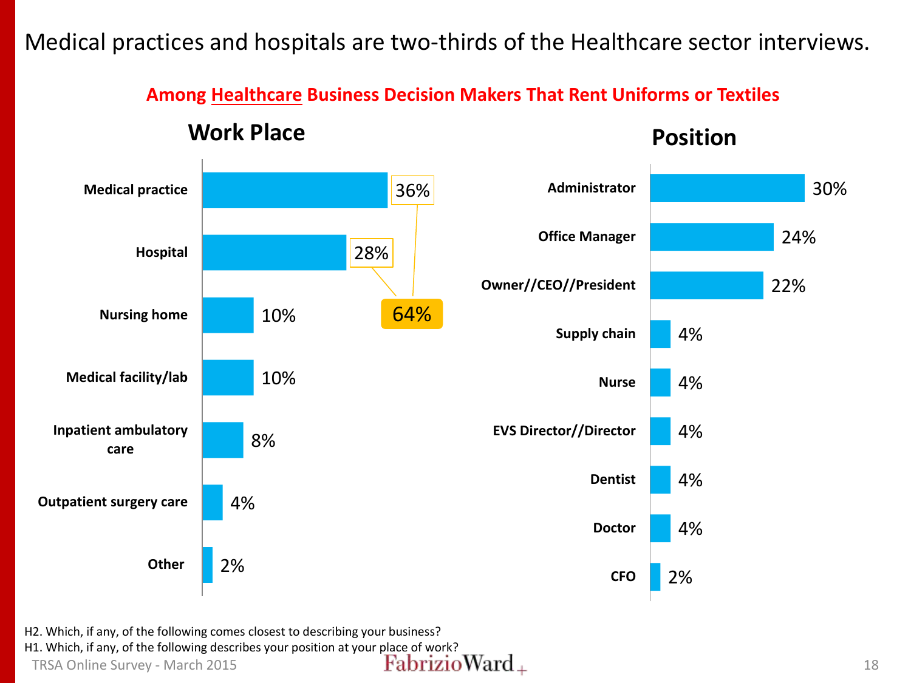# Medical practices and hospitals are two-thirds of the Healthcare sector interviews.

**Among Healthcare Business Decision Makers That Rent Uniforms or Textiles**

## Work Place

| Work Place | % |
|---|---|
| Medical practice | 36% |
| Hospital | 28% |
| Nursing home | 10% |
| Medical facility/lab | 10% |
| Inpatient ambulatory care | 8% |
| Outpatient surgery care | 4% |
| Other | 2% |

Medical practice + Hospital: 64%

## Position

| Position | % |
|---|---|
| Administrator | 30% |
| Office Manager | 24% |
| Owner//CEO//President | 22% |
| Supply chain | 4% |
| Nurse | 4% |
| EVS Director//Director | 4% |
| Dentist | 4% |
| Doctor | 4% |
| CFO | 2% |

H2. Which, if any, of the following comes closest to describing your business?
H1. Which, if any, of the following describes your position at your place of work?

TRSA Online Survey - March 2015

FabrizioWard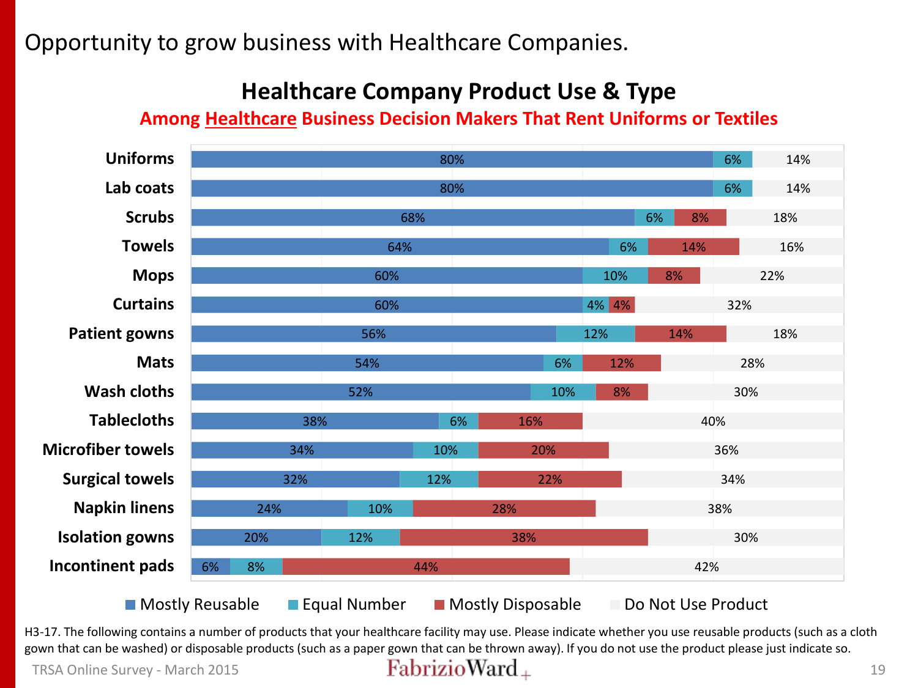# Opportunity to grow business with Healthcare Companies.

## Healthcare Company Product Use & Type

**Among Healthcare Business Decision Makers That Rent Uniforms or Textiles**

| Product | Mostly Reusable | Equal Number | Mostly Disposable | Do Not Use Product |
|---|---|---|---|---|
| Uniforms | 80% | 6% | | 14% |
| Lab coats | 80% | 6% | | 14% |
| Scrubs | 68% | 6% | 8% | 18% |
| Towels | 64% | 6% | 14% | 16% |
| Mops | 60% | 10% | 8% | 22% |
| Curtains | 60% | 4% | 4% | 32% |
| Patient gowns | 56% | 12% | 14% | 18% |
| Mats | 54% | 6% | 12% | 28% |
| Wash cloths | 52% | 10% | 8% | 30% |
| Tablecloths | 38% | 6% | 16% | 40% |
| Microfiber towels | 34% | 10% | 20% | 36% |
| Surgical towels | 32% | 12% | 22% | 34% |
| Napkin linens | 24% | 10% | 28% | 38% |
| Isolation gowns | 20% | 12% | 38% | 30% |
| Incontinent pads | 6% | 8% | 44% | 42% |

H3-17. The following contains a number of products that your healthcare facility may use. Please indicate whether you use reusable products (such as a cloth gown that can be washed) or disposable products (such as a paper gown that can be thrown away). If you do not use the product please just indicate so.

TRSA Online Survey - March 2015

FabrizioWard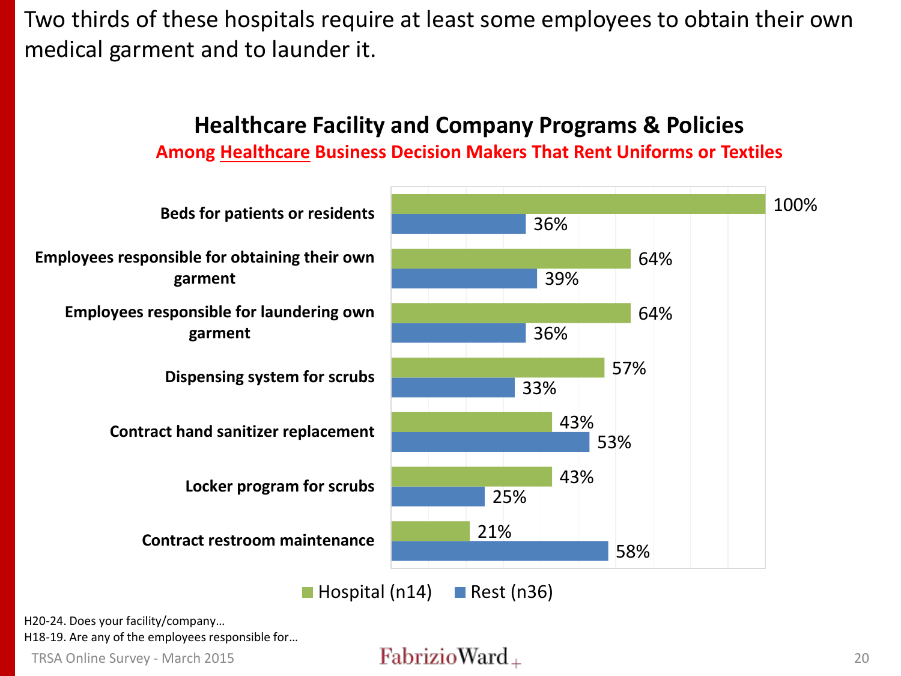Two thirds of these hospitals require at least some employees to obtain their own medical garment and to launder it.

## Healthcare Facility and Company Programs & Policies

**Among Healthcare Business Decision Makers That Rent Uniforms or Textiles**

| | Hospital (n14) | Rest (n36) |
|---|---|---|
| Beds for patients or residents | 100% | 36% |
| Employees responsible for obtaining their own garment | 64% | 39% |
| Employees responsible for laundering own garment | 64% | 36% |
| Dispensing system for scrubs | 57% | 33% |
| Contract hand sanitizer replacement | 43% | 53% |
| Locker program for scrubs | 43% | 25% |
| Contract restroom maintenance | 21% | 58% |

H20-24. Does your facility/company…

H18-19. Are any of the employees responsible for…

TRSA Online Survey - March 2015

FabrizioWard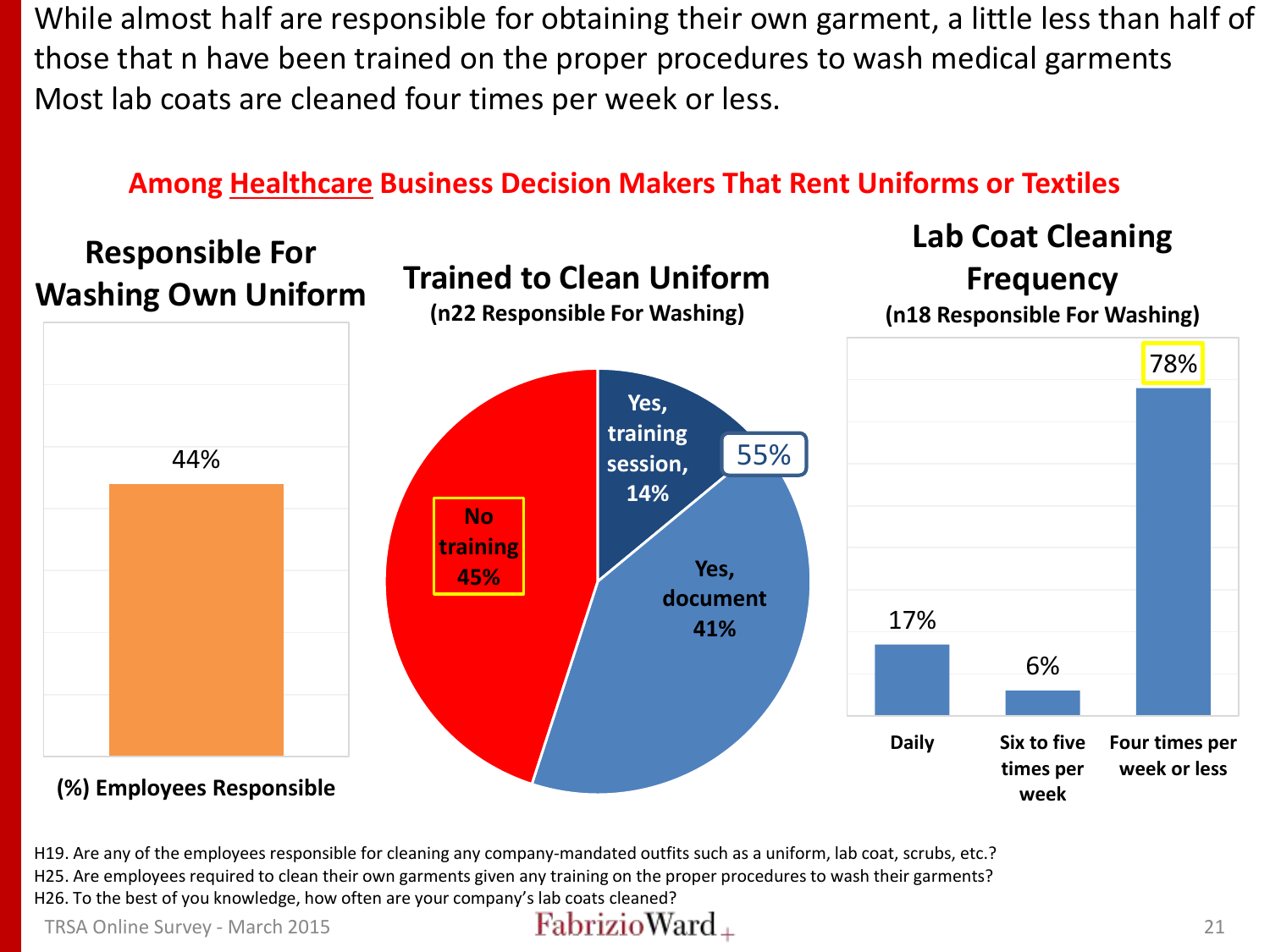While almost half are responsible for obtaining their own garment, a little less than half of those that n have been trained on the proper procedures to wash medical garments Most lab coats are cleaned four times per week or less.

## Among Healthcare Business Decision Makers That Rent Uniforms or Textiles

### Responsible For Washing Own Uniform

44%

(%) Employees Responsible

### Trained to Clean Uniform

(n22 Responsible For Washing)

- No training 45%
- Yes, training session, 14%
- Yes, document 41%
- 55%

### Lab Coat Cleaning Frequency

(n18 Responsible For Washing)

| Daily | Six to five times per week | Four times per week or less |
|---|---|---|
| 17% | 6% | 78% |

H19. Are any of the employees responsible for cleaning any company-mandated outfits such as a uniform, lab coat, scrubs, etc.?
H25. Are employees required to clean their own garments given any training on the proper procedures to wash their garments?
H26. To the best of you knowledge, how often are your company's lab coats cleaned?

TRSA Online Survey - March 2015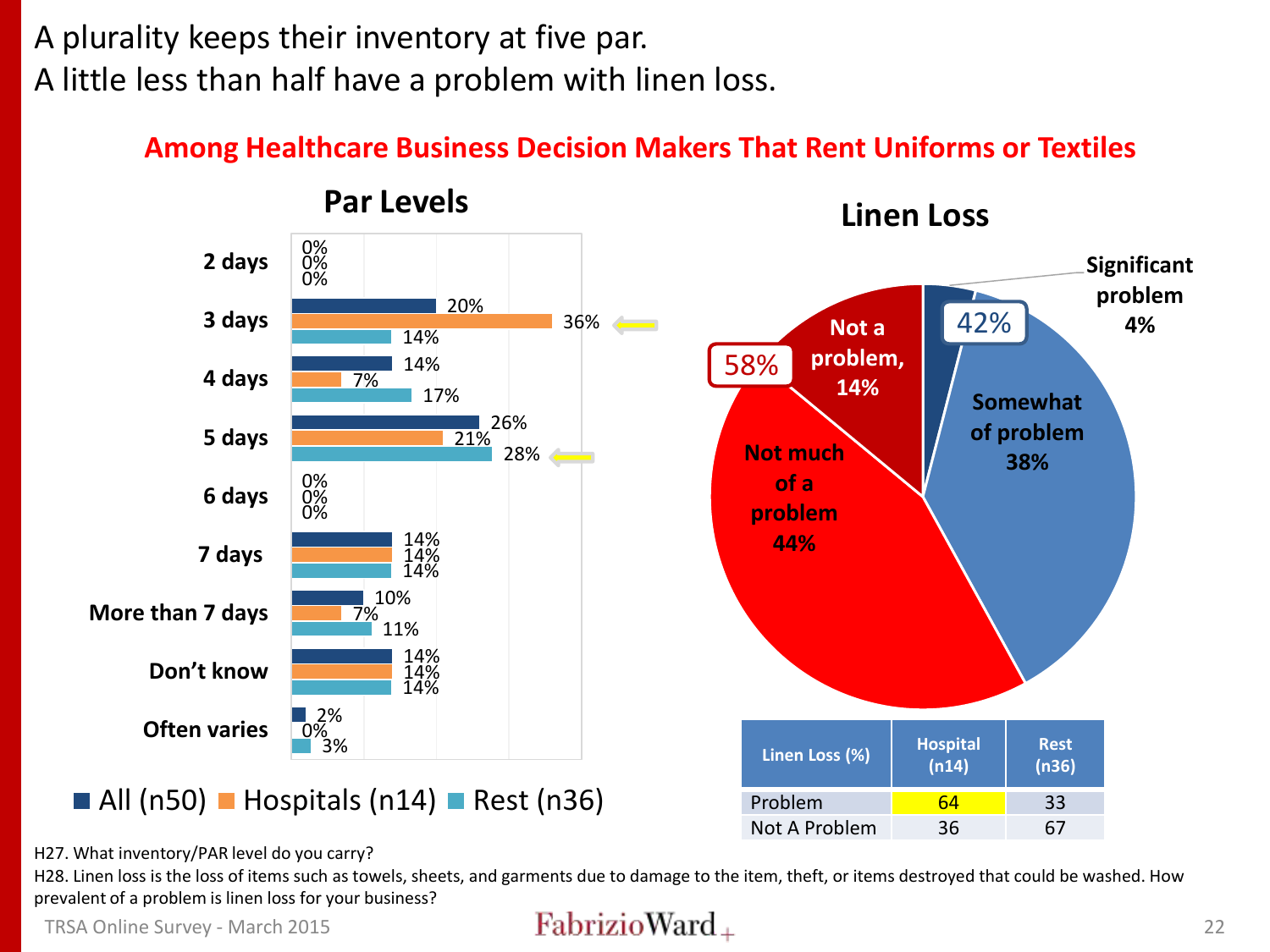A plurality keeps their inventory at five par.
A little less than half have a problem with linen loss.

## Among Healthcare Business Decision Makers That Rent Uniforms or Textiles

### Par Levels

| Par Level | All (n50) | Hospitals (n14) | Rest (n36) |
|---|---|---|---|
| 2 days | 0% | 0% | 0% |
| 3 days | 20% | 36% | 14% |
| 4 days | 14% | 7% | 17% |
| 5 days | 26% | 21% | 28% |
| 6 days | 0% | 0% | 0% |
| 7 days | 14% | 14% | 14% |
| More than 7 days | 10% | 7% | 11% |
| Don't know | 14% | 14% | 14% |
| Often varies | 2% | 0% | 3% |

### Linen Loss

- Significant problem 4%
- Somewhat of problem 38%
- Not much of a problem 44%
- Not a problem, 14%

Problem: 42% — Not a problem: 58%

| Linen Loss (%) | Hospital (n14) | Rest (n36) |
|---|---|---|
| Problem | 64 | 33 |
| Not A Problem | 36 | 67 |

H27. What inventory/PAR level do you carry?

H28. Linen loss is the loss of items such as towels, sheets, and garments due to damage to the item, theft, or items destroyed that could be washed. How prevalent of a problem is linen loss for your business?

TRSA Online Survey - March 2015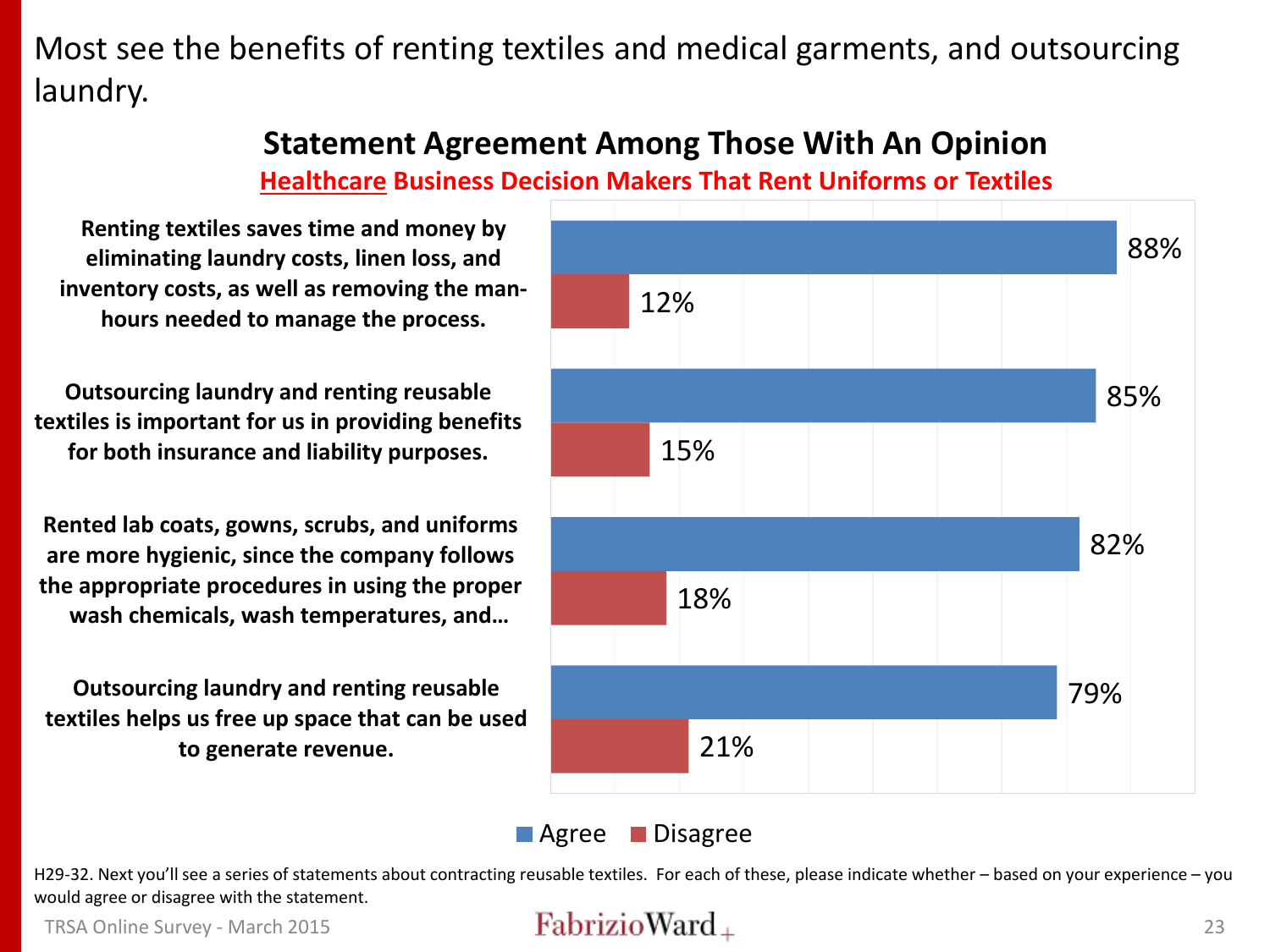Most see the benefits of renting textiles and medical garments, and outsourcing laundry.

## Statement Agreement Among Those With An Opinion

### Healthcare Business Decision Makers That Rent Uniforms or Textiles

| Statement | Agree | Disagree |
|---|---|---|
| Renting textiles saves time and money by eliminating laundry costs, linen loss, and inventory costs, as well as removing the man-hours needed to manage the process. | 88% | 12% |
| Outsourcing laundry and renting reusable textiles is important for us in providing benefits for both insurance and liability purposes. | 85% | 15% |
| Rented lab coats, gowns, scrubs, and uniforms are more hygienic, since the company follows the appropriate procedures in using the proper wash chemicals, wash temperatures, and… | 82% | 18% |
| Outsourcing laundry and renting reusable textiles helps us free up space that can be used to generate revenue. | 79% | 21% |

H29-32. Next you'll see a series of statements about contracting reusable textiles. For each of these, please indicate whether – based on your experience – you would agree or disagree with the statement.

TRSA Online Survey - March 2015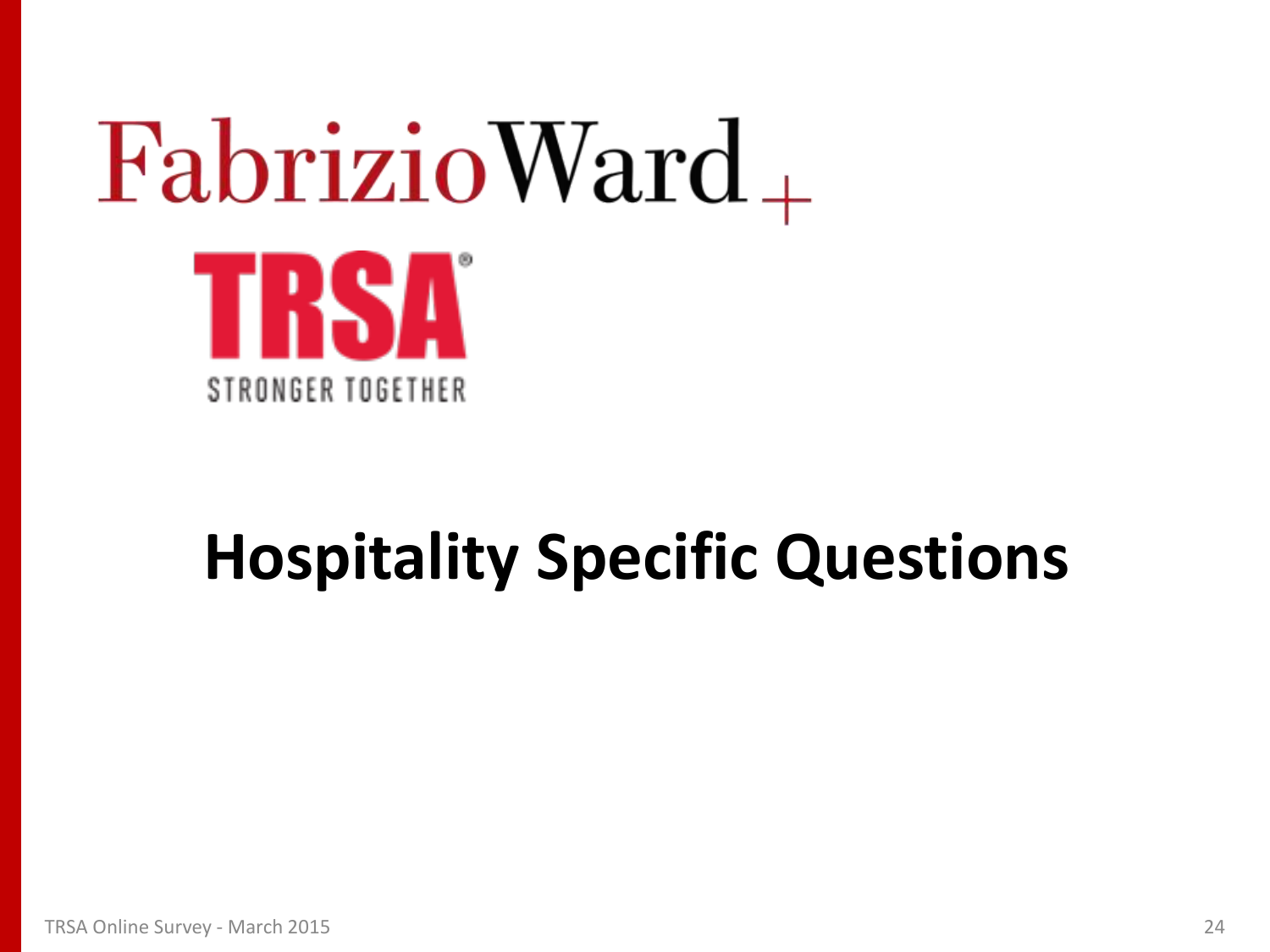FabrizioWard +

TRSA

STRONGER TOGETHER

# Hospitality Specific Questions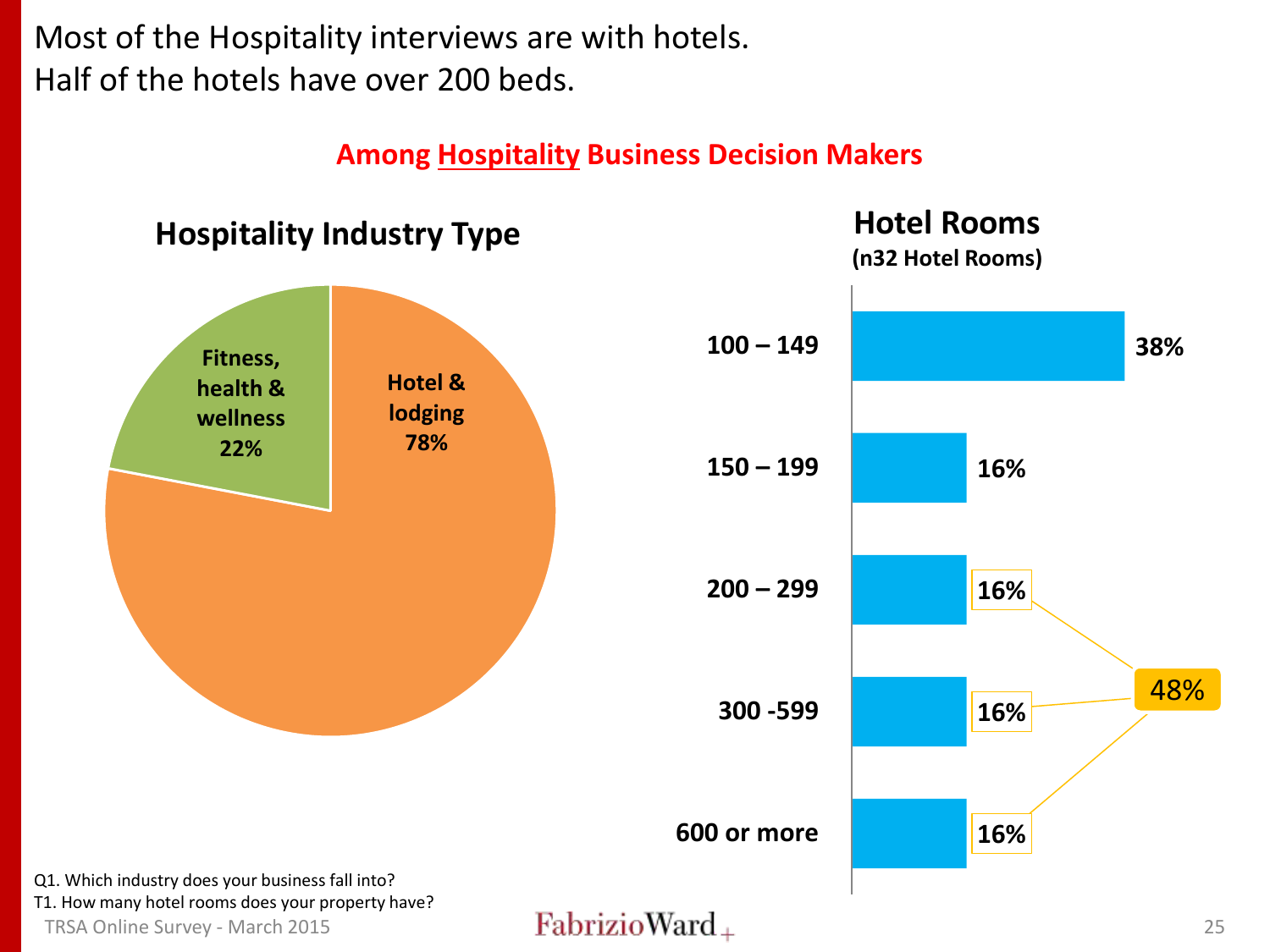# Most of the Hospitality interviews are with hotels.
# Half of the hotels have over 200 beds.

**Among Hospitality Business Decision Makers**

## Hospitality Industry Type

| Industry Type | % |
|---|---|
| Hotel & lodging | 78% |
| Fitness, health & wellness | 22% |

## Hotel Rooms

**(n32 Hotel Rooms)**

| Hotel Rooms | % |
|---|---|
| 100 – 149 | 38% |
| 150 – 199 | 16% |
| 200 – 299 | 16% |
| 300 -599 | 16% |
| 600 or more | 16% |

200 or more: 48%

Q1. Which industry does your business fall into?
T1. How many hotel rooms does your property have?

TRSA Online Survey - March 2015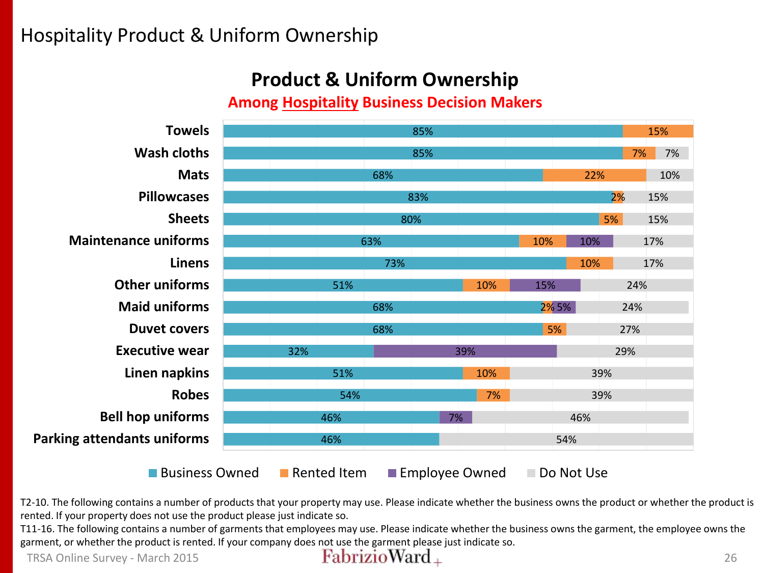# Hospitality Product & Uniform Ownership

## Product & Uniform Ownership

**Among Hospitality Business Decision Makers**

| Item | Business Owned | Rented Item | Employee Owned | Do Not Use |
|---|---|---|---|---|
| Towels | 85% | 15% | | |
| Wash cloths | 85% | 7% | | 7% |
| Mats | 68% | 22% | | 10% |
| Pillowcases | 83% | 2% | | 15% |
| Sheets | 80% | 5% | | 15% |
| Maintenance uniforms | 63% | 10% | 10% | 17% |
| Linens | 73% | 10% | | 17% |
| Other uniforms | 51% | 10% | 15% | 24% |
| Maid uniforms | 68% | 2% | 5% | 24% |
| Duvet covers | 68% | 5% | | 27% |
| Executive wear | 32% | | 39% | 29% |
| Linen napkins | 51% | 10% | | 39% |
| Robes | 54% | 7% | | 39% |
| Bell hop uniforms | 46% | | 7% | 46% |
| Parking attendants uniforms | 46% | | | 54% |

T2-10. The following contains a number of products that your property may use. Please indicate whether the business owns the product or whether the product is rented. If your property does not use the product please just indicate so.
T11-16. The following contains a number of garments that employees may use. Please indicate whether the business owns the garment, the employee owns the garment, or whether the product is rented. If your company does not use the garment please just indicate so.

TRSA Online Survey - March 2015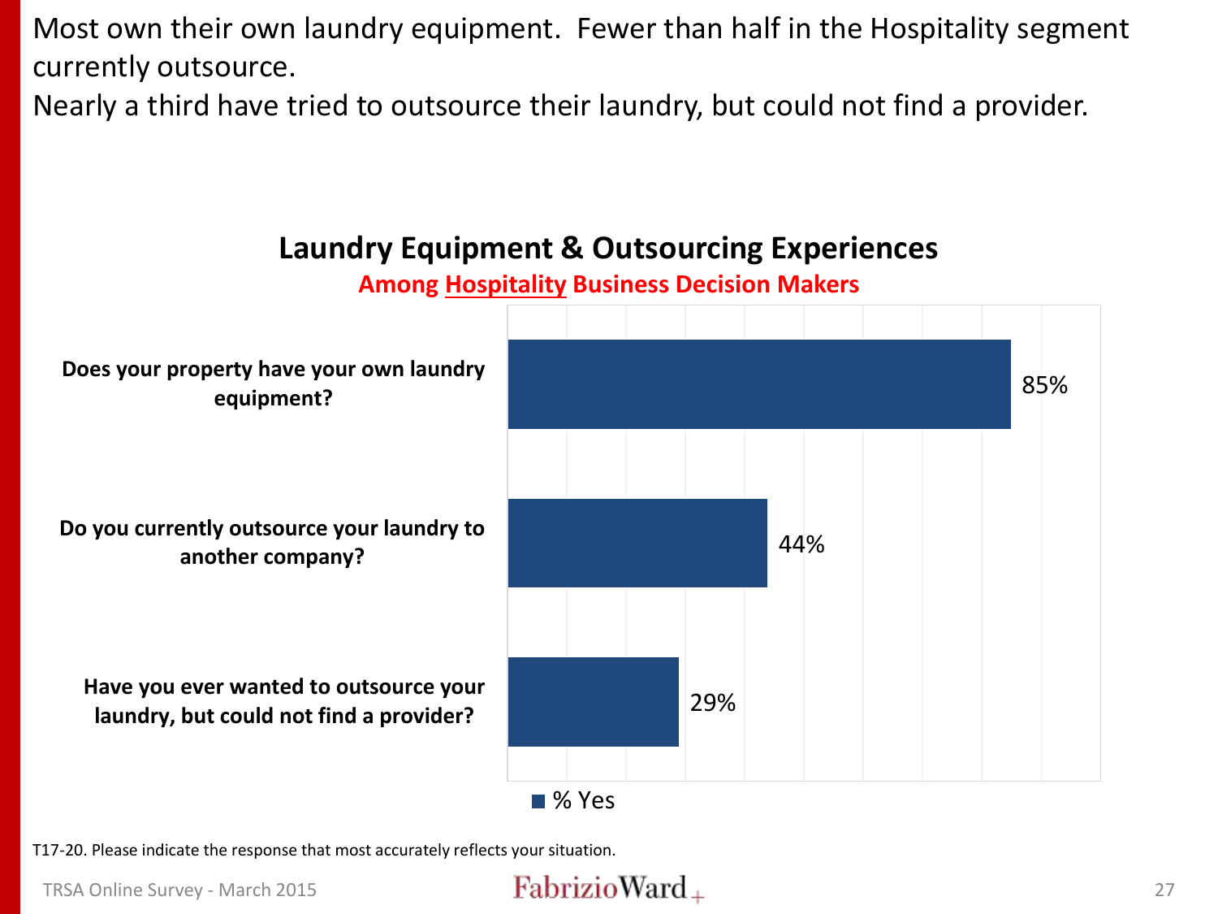Most own their own laundry equipment. Fewer than half in the Hospitality segment currently outsource.

Nearly a third have tried to outsource their laundry, but could not find a provider.

## Laundry Equipment & Outsourcing Experiences

**Among Hospitality Business Decision Makers**

| Question | % Yes |
|---|---|
| Does your property have your own laundry equipment? | 85% |
| Do you currently outsource your laundry to another company? | 44% |
| Have you ever wanted to outsource your laundry, but could not find a provider? | 29% |

T17-20. Please indicate the response that most accurately reflects your situation.

TRSA Online Survey - March 2015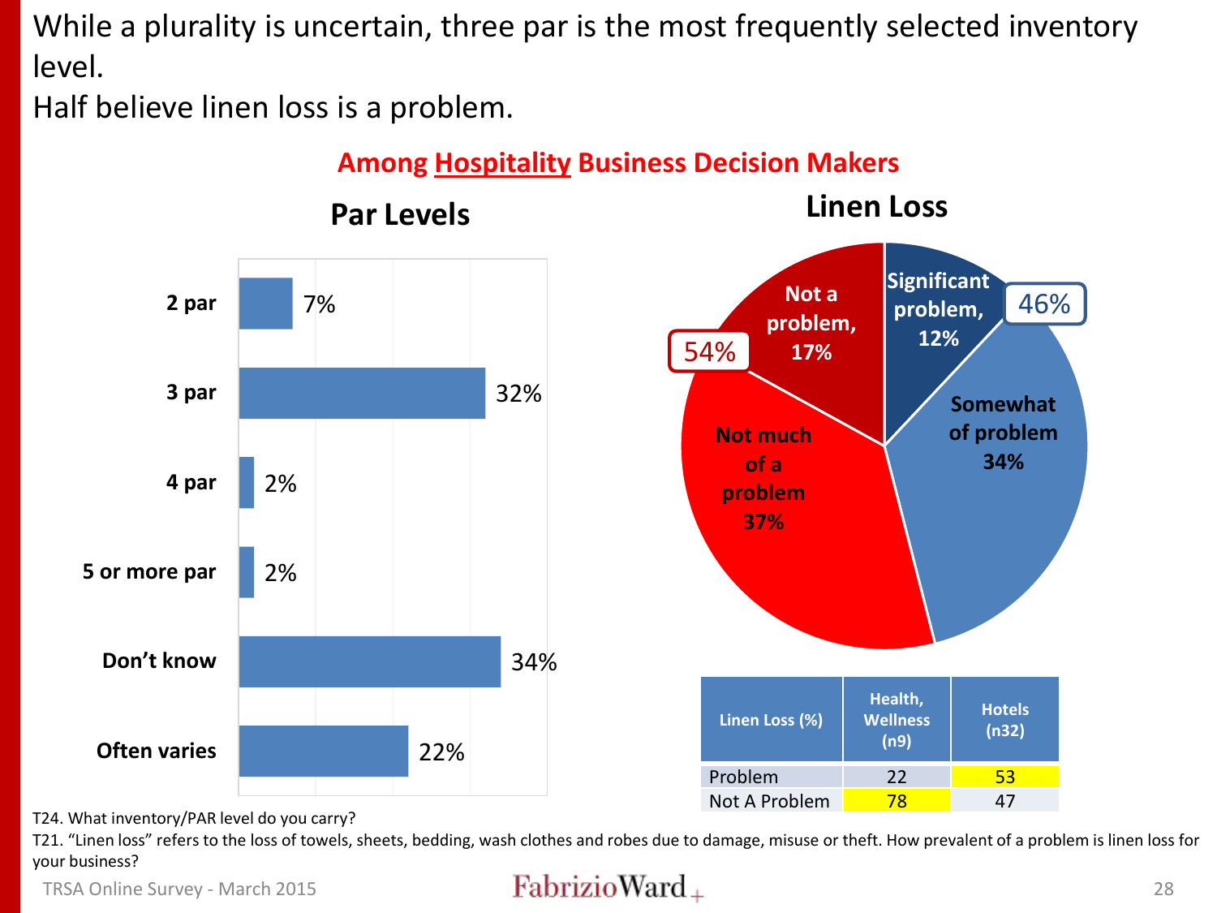While a plurality is uncertain, three par is the most frequently selected inventory level.
Half believe linen loss is a problem.

**Among Hospitality Business Decision Makers**

## Par Levels

| Par Level | % |
|---|---|
| 2 par | 7% |
| 3 par | 32% |
| 4 par | 2% |
| 5 or more par | 2% |
| Don't know | 34% |
| Often varies | 22% |

## Linen Loss

- Significant problem, 12%
- Somewhat of problem 34%
- Not much of a problem 37%
- Not a problem, 17%

46% (problem) / 54% (not a problem)

| Linen Loss (%) | Health, Wellness (n9) | Hotels (n32) |
|---|---|---|
| Problem | 22 | 53 |
| Not A Problem | 78 | 47 |

T24. What inventory/PAR level do you carry?

T21. "Linen loss" refers to the loss of towels, sheets, bedding, wash clothes and robes due to damage, misuse or theft. How prevalent of a problem is linen loss for your business?

TRSA Online Survey - March 2015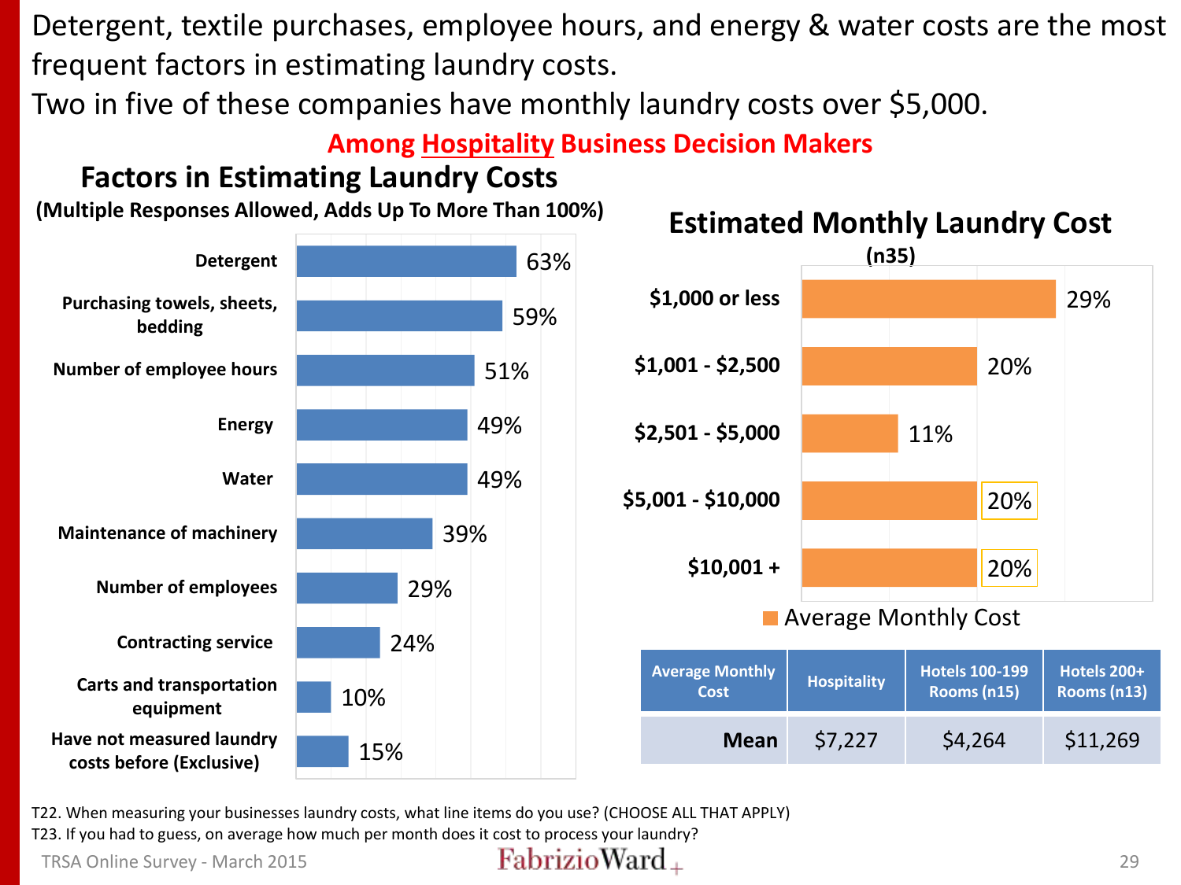# Detergent, textile purchases, employee hours, and energy & water costs are the most frequent factors in estimating laundry costs.
# Two in five of these companies have monthly laundry costs over $5,000.

**Among Hospitality Business Decision Makers**

## Factors in Estimating Laundry Costs

**(Multiple Responses Allowed, Adds Up To More Than 100%)**

| Factor | % |
|---|---|
| Detergent | 63% |
| Purchasing towels, sheets, bedding | 59% |
| Number of employee hours | 51% |
| Energy | 49% |
| Water | 49% |
| Maintenance of machinery | 39% |
| Number of employees | 29% |
| Contracting service | 24% |
| Carts and transportation equipment | 10% |
| Have not measured laundry costs before (Exclusive) | 15% |

## Estimated Monthly Laundry Cost

**(n35)**

| Average Monthly Cost | % |
|---|---|
| $1,000 or less | 29% |
| $1,001 - $2,500 | 20% |
| $2,501 - $5,000 | 11% |
| $5,001 - $10,000 | 20% |
| $10,001 + | 20% |

| Average Monthly Cost | Hospitality | Hotels 100-199 Rooms (n15) | Hotels 200+ Rooms (n13) |
|---|---|---|---|
| **Mean** | $7,227 | $4,264 | $11,269 |

T22. When measuring your businesses laundry costs, what line items do you use? (CHOOSE ALL THAT APPLY)
T23. If you had to guess, on average how much per month does it cost to process your laundry?

TRSA Online Survey - March 2015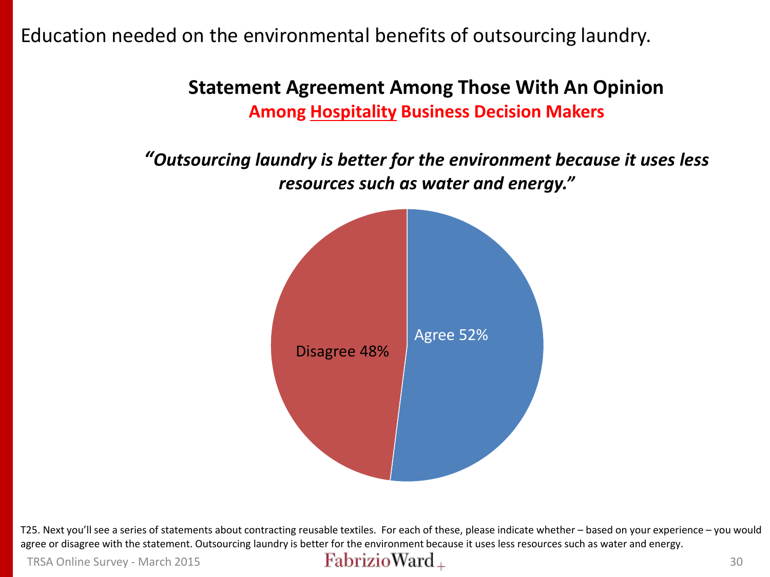Education needed on the environmental benefits of outsourcing laundry.

## Statement Agreement Among Those With An Opinion

**Among Hospitality Business Decision Makers**

***"Outsourcing laundry is better for the environment because it uses less resources such as water and energy."***

Agree 52%

Disagree 48%

T25. Next you'll see a series of statements about contracting reusable textiles. For each of these, please indicate whether – based on your experience – you would agree or disagree with the statement. Outsourcing laundry is better for the environment because it uses less resources such as water and energy.

TRSA Online Survey - March 2015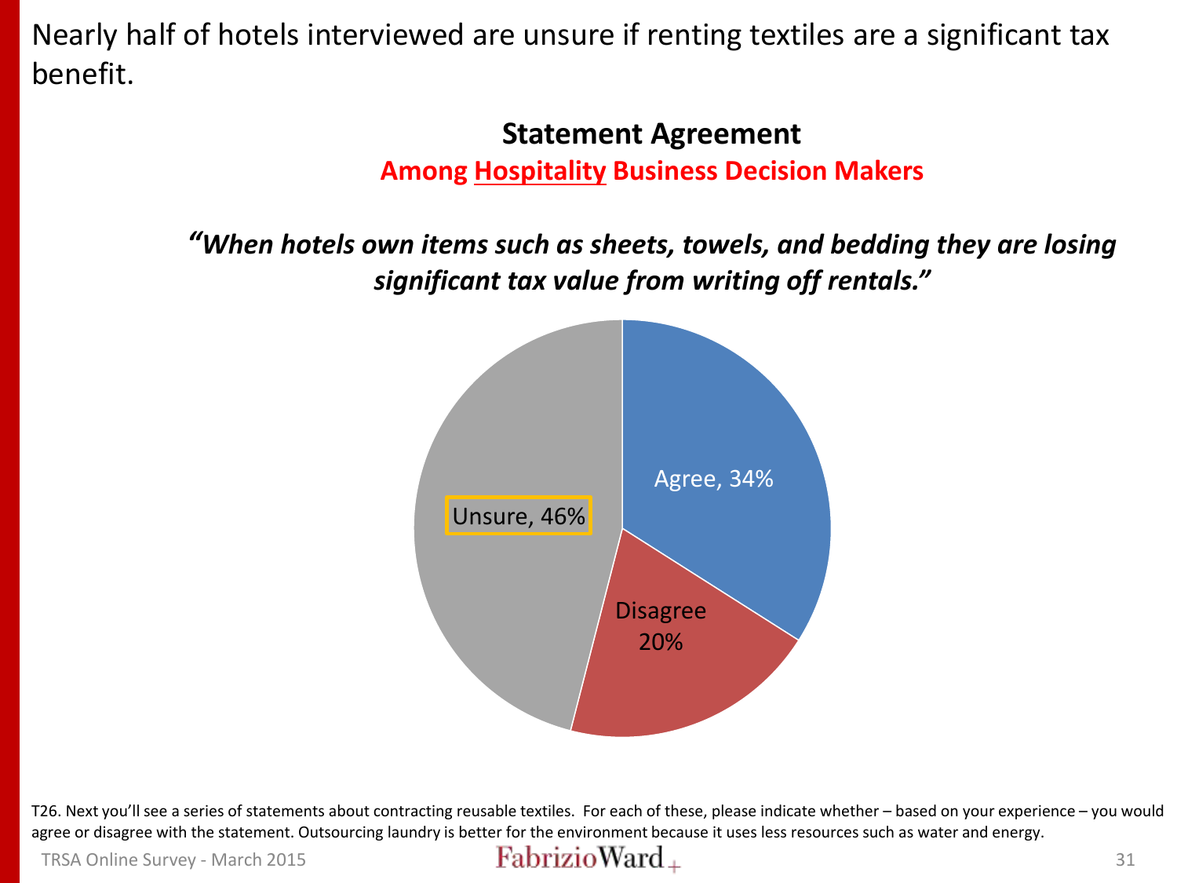Nearly half of hotels interviewed are unsure if renting textiles are a significant tax benefit.

## Statement Agreement

**Among Hospitality Business Decision Makers**

***"When hotels own items such as sheets, towels, and bedding they are losing significant tax value from writing off rentals."***

| Response | Percentage |
| --- | --- |
| Agree | 34% |
| Disagree | 20% |
| Unsure | 46% |

T26. Next you'll see a series of statements about contracting reusable textiles. For each of these, please indicate whether – based on your experience – you would agree or disagree with the statement. Outsourcing laundry is better for the environment because it uses less resources such as water and energy.

TRSA Online Survey - March 2015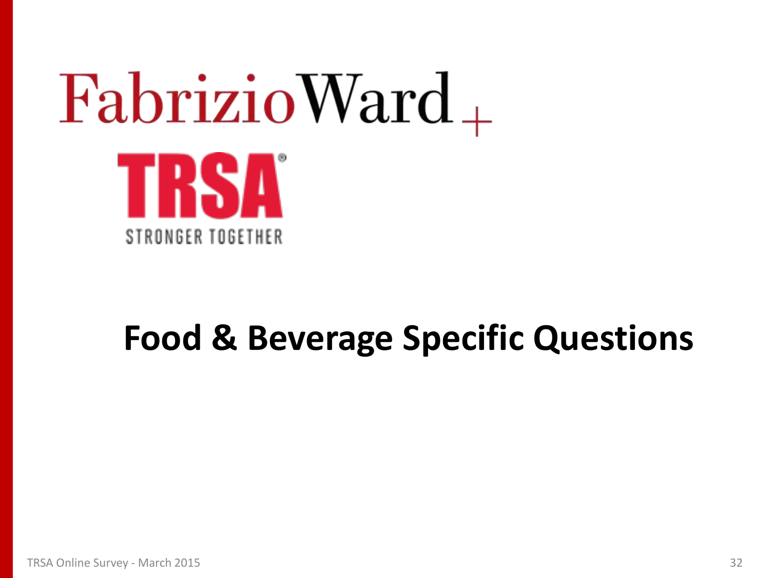FabrizioWard +

TRSA

STRONGER TOGETHER

# Food & Beverage Specific Questions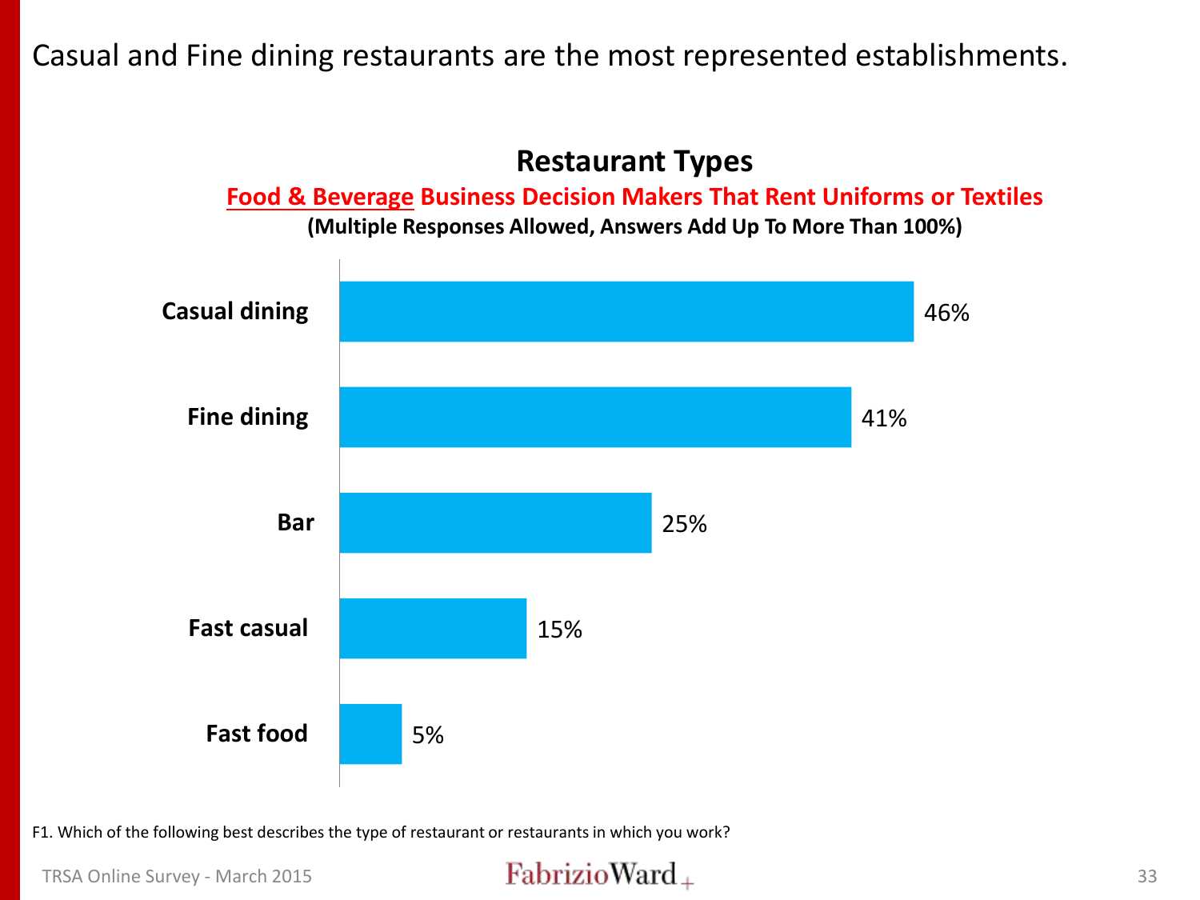# Casual and Fine dining restaurants are the most represented establishments.

## Restaurant Types

**Food & Beverage Business Decision Makers That Rent Uniforms or Textiles**

**(Multiple Responses Allowed, Answers Add Up To More Than 100%)**

| Restaurant Type | % |
|---|---|
| Casual dining | 46% |
| Fine dining | 41% |
| Bar | 25% |
| Fast casual | 15% |
| Fast food | 5% |

F1. Which of the following best describes the type of restaurant or restaurants in which you work?

TRSA Online Survey - March 2015

FabrizioWard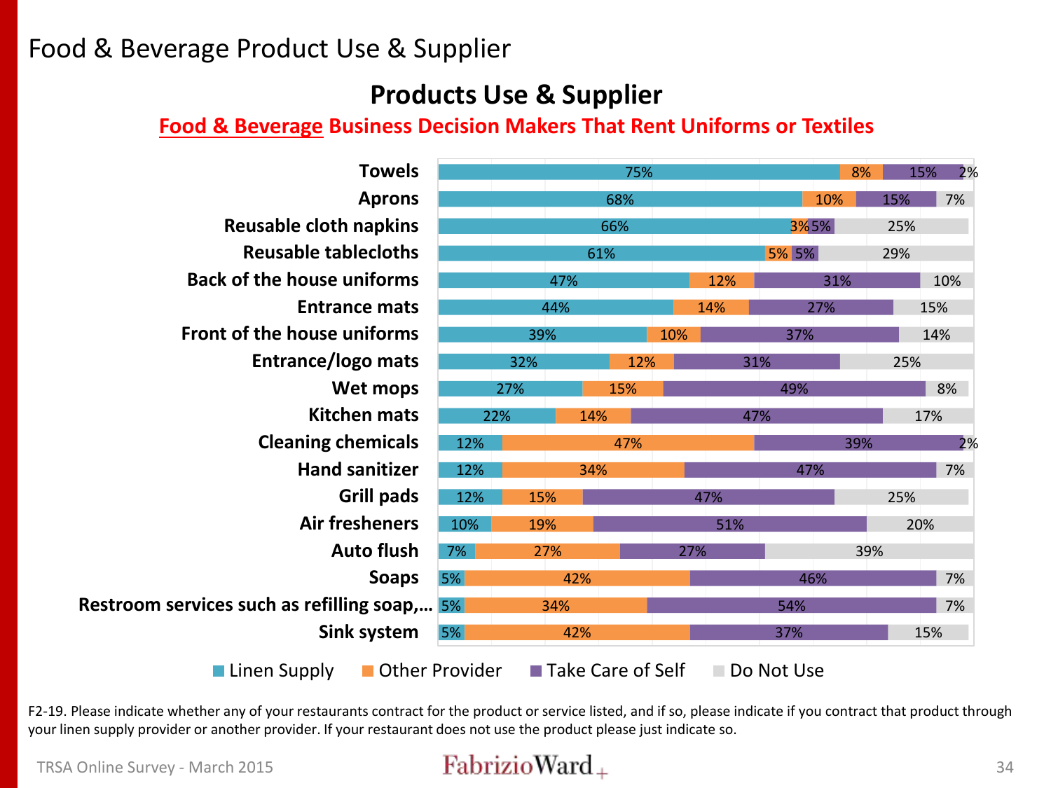# Food & Beverage Product Use & Supplier

## Products Use & Supplier

**Food & Beverage Business Decision Makers That Rent Uniforms or Textiles**

| Product | Linen Supply | Other Provider | Take Care of Self | Do Not Use |
|---|---|---|---|---|
| Towels | 75% | 8% | 15% | 2% |
| Aprons | 68% | 10% | 15% | 7% |
| Reusable cloth napkins | 66% | 3% | 5% | 25% |
| Reusable tablecloths | 61% | 5% | 5% | 29% |
| Back of the house uniforms | 47% | 12% | 31% | 10% |
| Entrance mats | 44% | 14% | 27% | 15% |
| Front of the house uniforms | 39% | 10% | 37% | 14% |
| Entrance/logo mats | 32% | 12% | 31% | 25% |
| Wet mops | 27% | 15% | 49% | 8% |
| Kitchen mats | 22% | 14% | 47% | 17% |
| Cleaning chemicals | 12% | 47% | 39% | 2% |
| Hand sanitizer | 12% | 34% | 47% | 7% |
| Grill pads | 12% | 15% | 47% | 25% |
| Air fresheners | 10% | 19% | 51% | 20% |
| Auto flush | 7% | 27% | 27% | 39% |
| Soaps | 5% | 42% | 46% | 7% |
| Restroom services such as refilling soap,… | 5% | 34% | 54% | 7% |
| Sink system | 5% | 42% | 37% | 15% |

F2-19. Please indicate whether any of your restaurants contract for the product or service listed, and if so, please indicate if you contract that product through your linen supply provider or another provider. If your restaurant does not use the product please just indicate so.

TRSA Online Survey - March 2015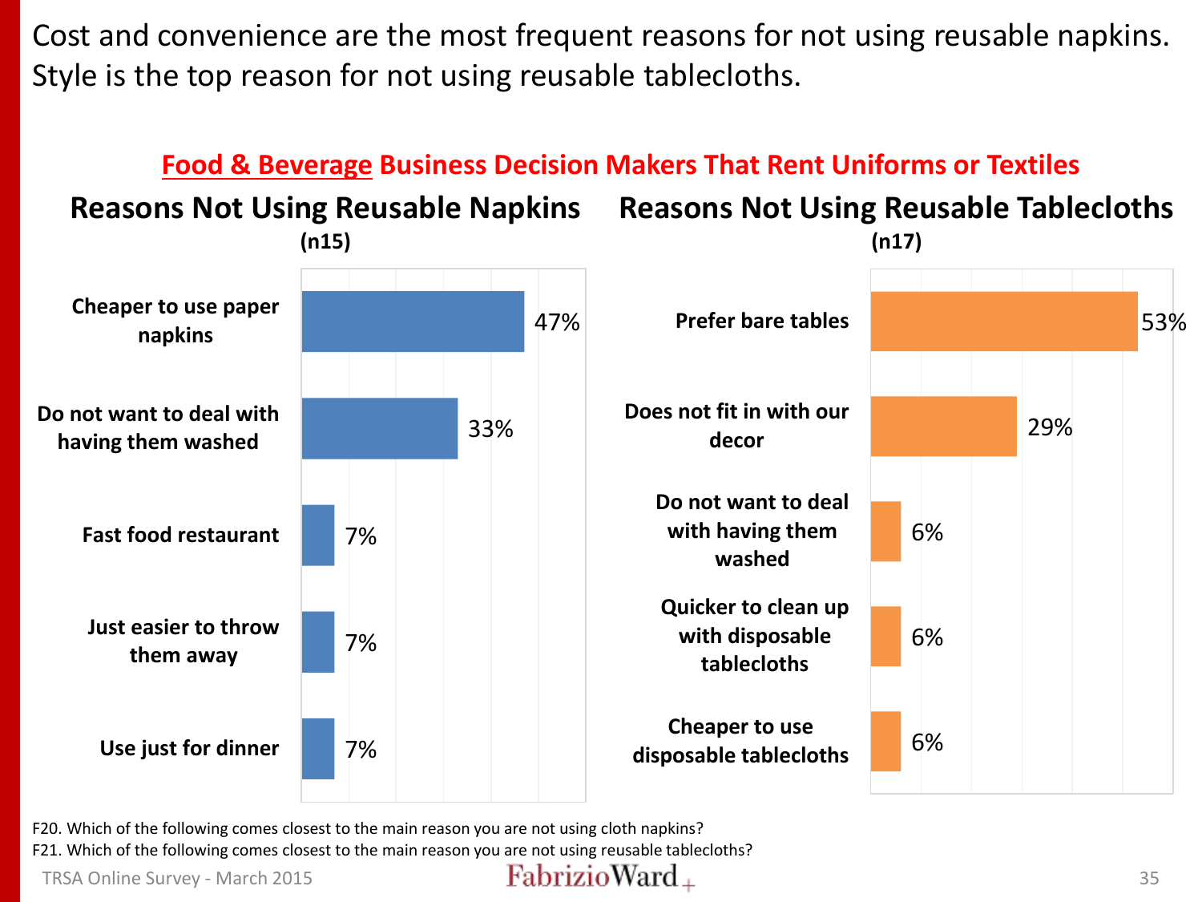# Cost and convenience are the most frequent reasons for not using reusable napkins. Style is the top reason for not using reusable tablecloths.

## Food & Beverage Business Decision Makers That Rent Uniforms or Textiles

### Reasons Not Using Reusable Napkins (n15)

| Reason | % |
| --- | --- |
| Cheaper to use paper napkins | 47% |
| Do not want to deal with having them washed | 33% |
| Fast food restaurant | 7% |
| Just easier to throw them away | 7% |
| Use just for dinner | 7% |

### Reasons Not Using Reusable Tablecloths (n17)

| Reason | % |
| --- | --- |
| Prefer bare tables | 53% |
| Does not fit in with our decor | 29% |
| Do not want to deal with having them washed | 6% |
| Quicker to clean up with disposable tablecloths | 6% |
| Cheaper to use disposable tablecloths | 6% |

F20. Which of the following comes closest to the main reason you are not using cloth napkins?
F21. Which of the following comes closest to the main reason you are not using reusable tablecloths?

TRSA Online Survey - March 2015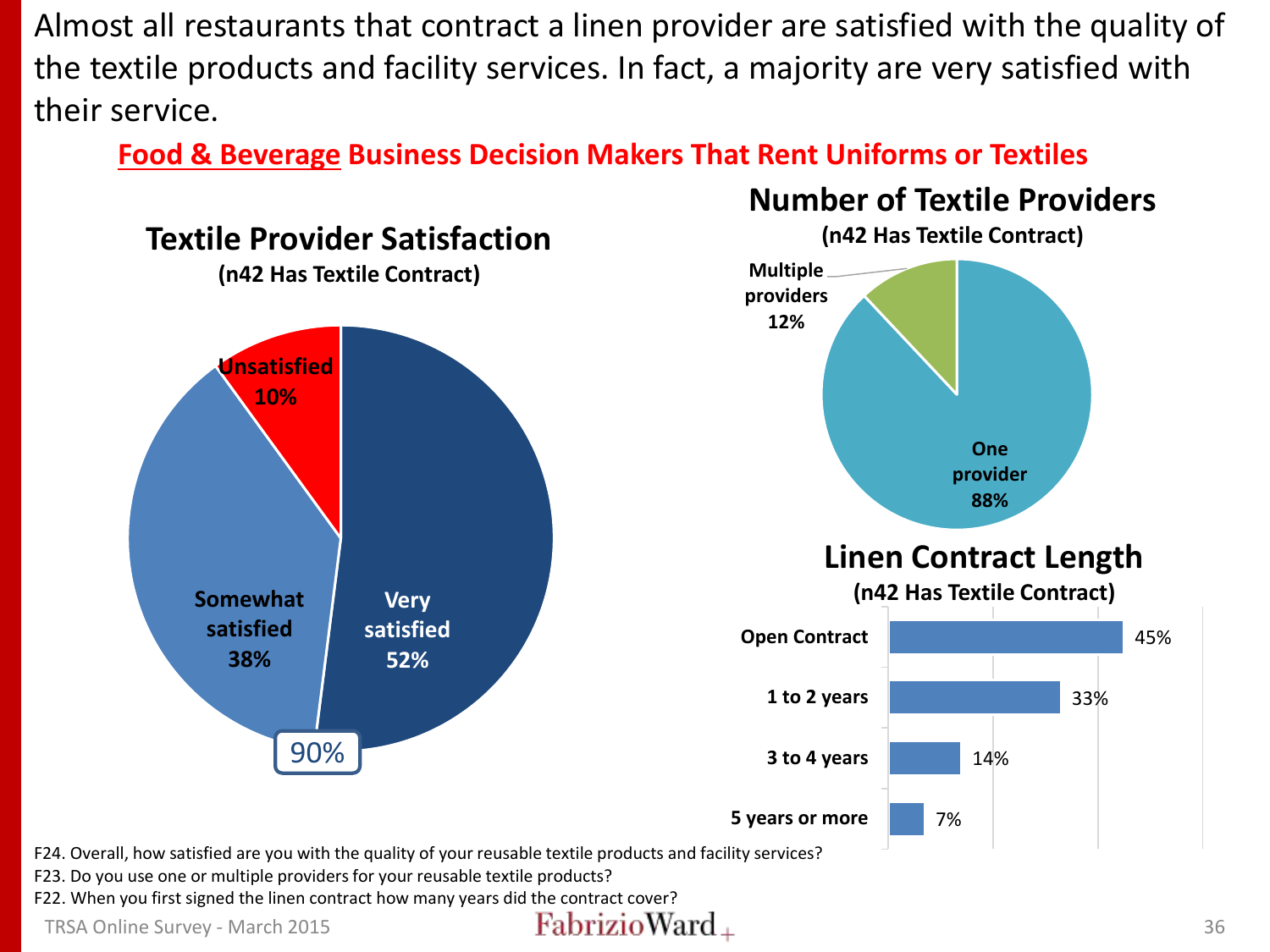Almost all restaurants that contract a linen provider are satisfied with the quality of the textile products and facility services. In fact, a majority are very satisfied with their service.

## Food & Beverage Business Decision Makers That Rent Uniforms or Textiles

### Textile Provider Satisfaction

(n42 Has Textile Contract)

| Response | Percent |
|---|---|
| Very satisfied | 52% |
| Somewhat satisfied | 38% |
| Unsatisfied | 10% |

90%

### Number of Textile Providers

(n42 Has Textile Contract)

| Response | Percent |
|---|---|
| One provider | 88% |
| Multiple providers | 12% |

### Linen Contract Length

(n42 Has Textile Contract)

| Contract Length | Percent |
|---|---|
| Open Contract | 45% |
| 1 to 2 years | 33% |
| 3 to 4 years | 14% |
| 5 years or more | 7% |

F24. Overall, how satisfied are you with the quality of your reusable textile products and facility services?
F23. Do you use one or multiple providers for your reusable textile products?
F22. When you first signed the linen contract how many years did the contract cover?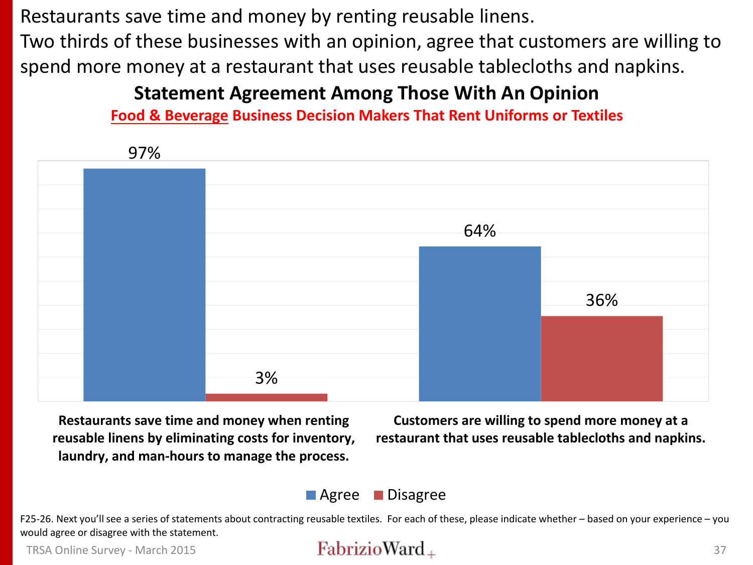Restaurants save time and money by renting reusable linens.
Two thirds of these businesses with an opinion, agree that customers are willing to spend more money at a restaurant that uses reusable tablecloths and napkins.

## Statement Agreement Among Those With An Opinion

**Food & Beverage Business Decision Makers That Rent Uniforms or Textiles**

| Statement | Agree | Disagree |
|---|---|---|
| Restaurants save time and money when renting reusable linens by eliminating costs for inventory, laundry, and man-hours to manage the process. | 97% | 3% |
| Customers are willing to spend more money at a restaurant that uses reusable tablecloths and napkins. | 64% | 36% |

F25-26. Next you'll see a series of statements about contracting reusable textiles. For each of these, please indicate whether – based on your experience – you would agree or disagree with the statement.

TRSA Online Survey - March 2015

FabrizioWard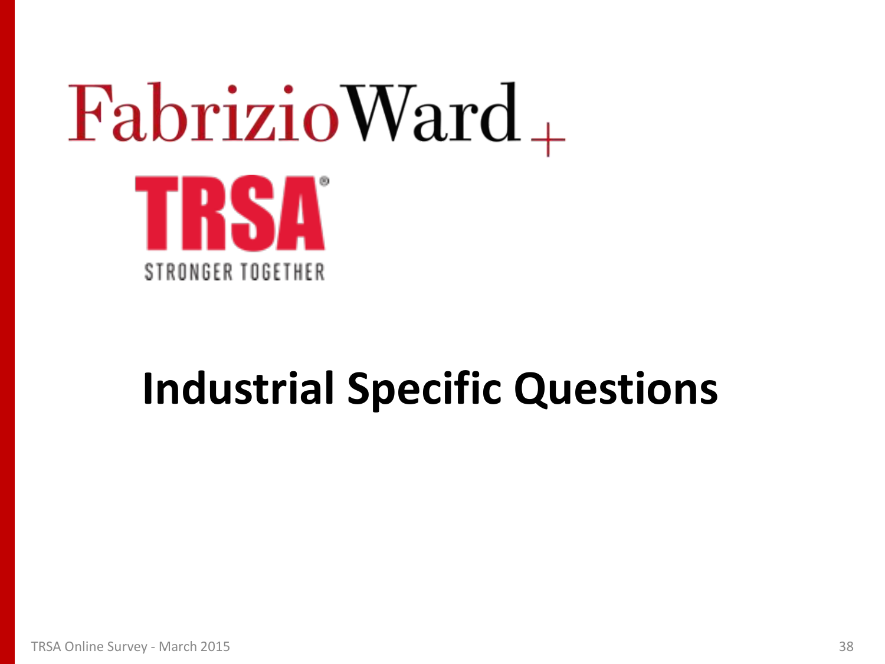FabrizioWard+

TRSA

STRONGER TOGETHER

# Industrial Specific Questions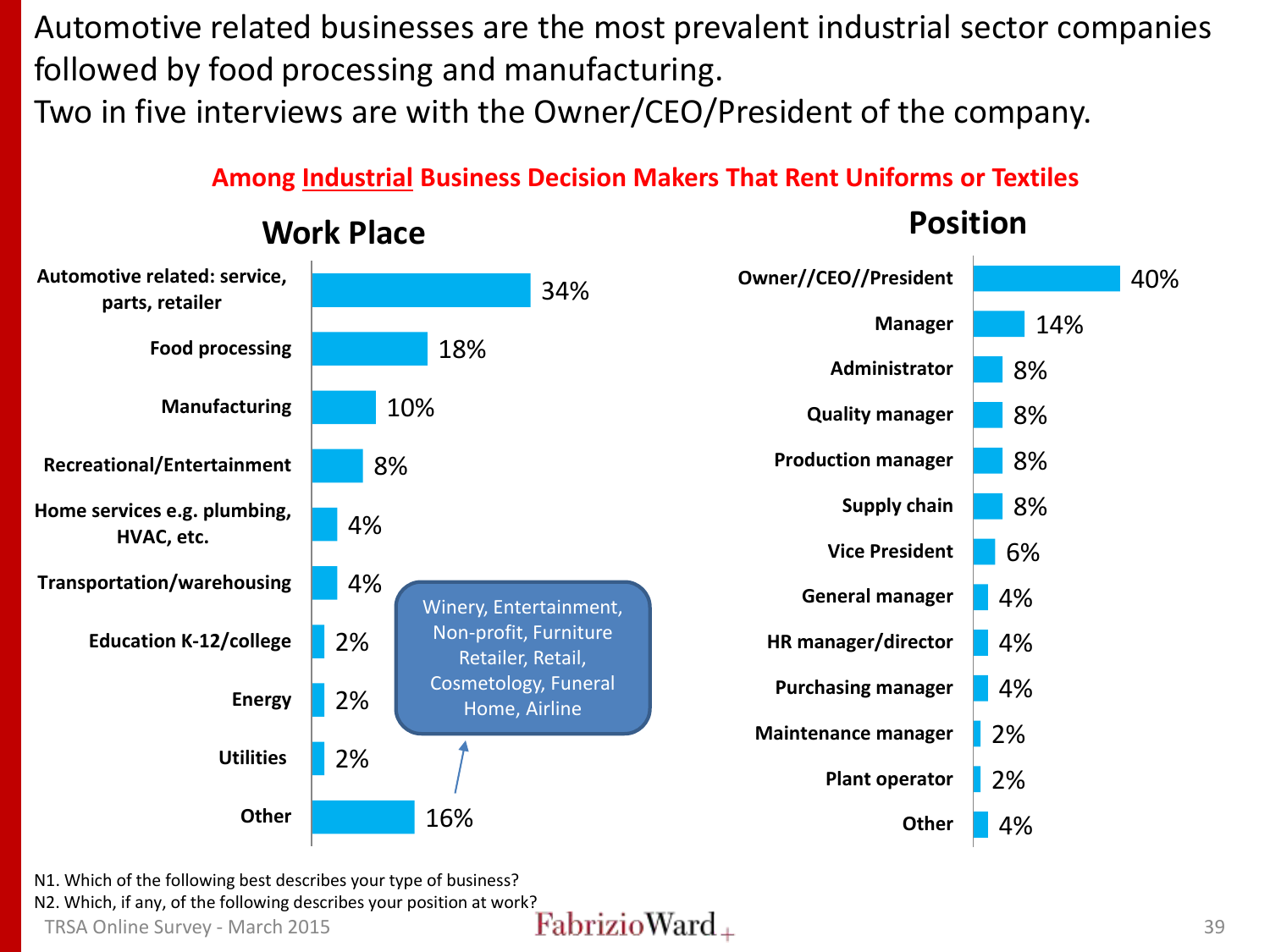# Automotive related businesses are the most prevalent industrial sector companies followed by food processing and manufacturing.
# Two in five interviews are with the Owner/CEO/President of the company.

**Among Industrial Business Decision Makers That Rent Uniforms or Textiles**

## Work Place

| Work Place | % |
| --- | --- |
| Automotive related: service, parts, retailer | 34% |
| Food processing | 18% |
| Manufacturing | 10% |
| Recreational/Entertainment | 8% |
| Home services e.g. plumbing, HVAC, etc. | 4% |
| Transportation/warehousing | 4% |
| Education K-12/college | 2% |
| Energy | 2% |
| Utilities | 2% |
| Other | 16% |

Other: Winery, Entertainment, Non-profit, Furniture Retailer, Retail, Cosmetology, Funeral Home, Airline

## Position

| Position | % |
| --- | --- |
| Owner//CEO//President | 40% |
| Manager | 14% |
| Administrator | 8% |
| Quality manager | 8% |
| Production manager | 8% |
| Supply chain | 8% |
| Vice President | 6% |
| General manager | 4% |
| HR manager/director | 4% |
| Purchasing manager | 4% |
| Maintenance manager | 2% |
| Plant operator | 2% |
| Other | 4% |

N1. Which of the following best describes your type of business?
N2. Which, if any, of the following describes your position at work?

TRSA Online Survey - March 2015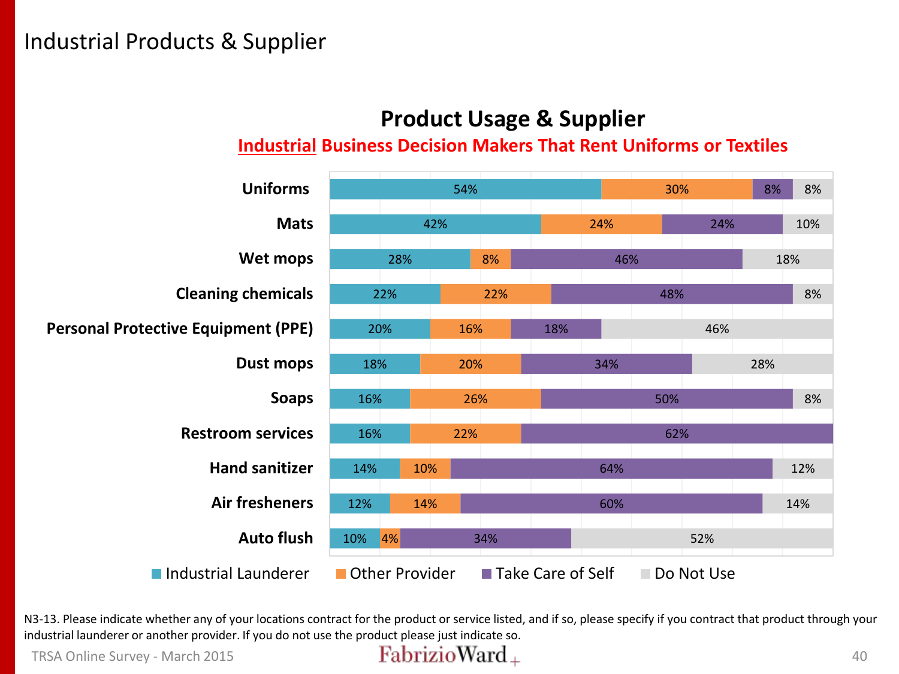# Industrial Products & Supplier

## Product Usage & Supplier

**Industrial Business Decision Makers That Rent Uniforms or Textiles**

| | Industrial Launderer | Other Provider | Take Care of Self | Do Not Use |
|---|---|---|---|---|
| Uniforms | 54% | 30% | 8% | 8% |
| Mats | 42% | 24% | 24% | 10% |
| Wet mops | 28% | 8% | 46% | 18% |
| Cleaning chemicals | 22% | 22% | 48% | 8% |
| Personal Protective Equipment (PPE) | 20% | 16% | 18% | 46% |
| Dust mops | 18% | 20% | 34% | 28% |
| Soaps | 16% | 26% | 50% | 8% |
| Restroom services | 16% | 22% | 62% | |
| Hand sanitizer | 14% | 10% | 64% | 12% |
| Air fresheners | 12% | 14% | 60% | 14% |
| Auto flush | 10% | 4% | 34% | 52% |

N3-13. Please indicate whether any of your locations contract for the product or service listed, and if so, please specify if you contract that product through your industrial launderer or another provider. If you do not use the product please just indicate so.

TRSA Online Survey - March 2015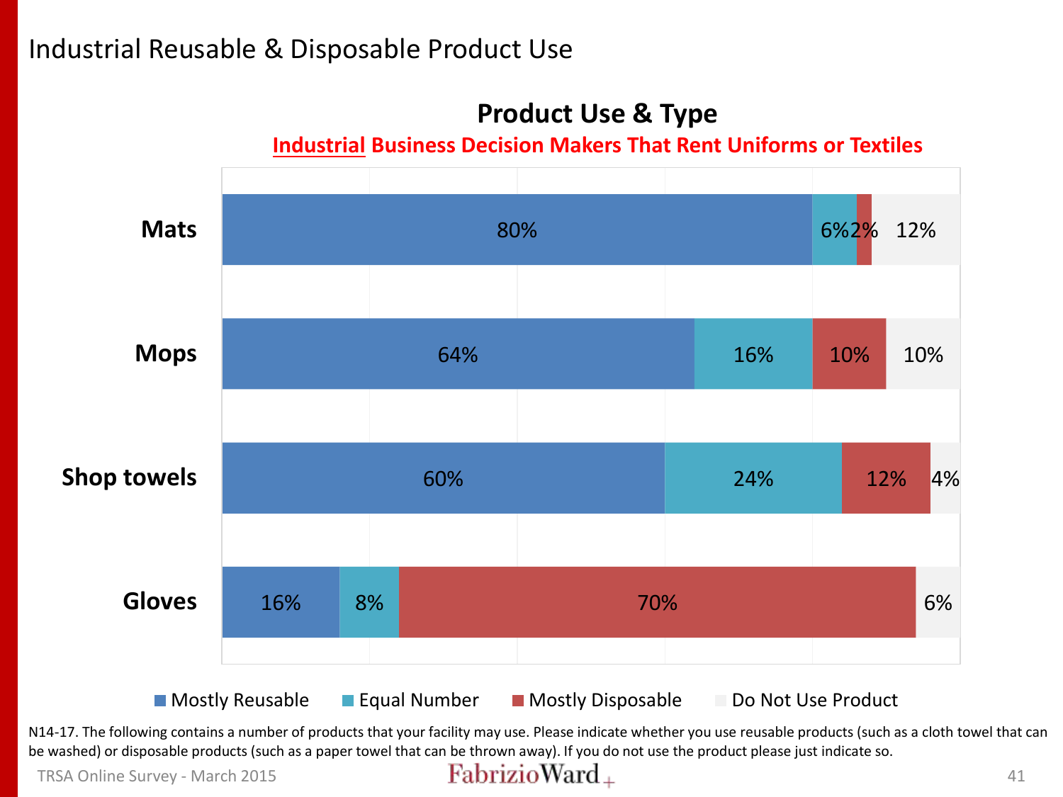# Industrial Reusable & Disposable Product Use

## Product Use & Type

**Industrial Business Decision Makers That Rent Uniforms or Textiles**

| | Mostly Reusable | Equal Number | Mostly Disposable | Do Not Use Product |
|---|---|---|---|---|
| Mats | 80% | 6% | 2% | 12% |
| Mops | 64% | 16% | 10% | 10% |
| Shop towels | 60% | 24% | 12% | 4% |
| Gloves | 16% | 8% | 70% | 6% |

N14-17. The following contains a number of products that your facility may use. Please indicate whether you use reusable products (such as a cloth towel that can be washed) or disposable products (such as a paper towel that can be thrown away). If you do not use the product please just indicate so.

TRSA Online Survey - March 2015

FabrizioWard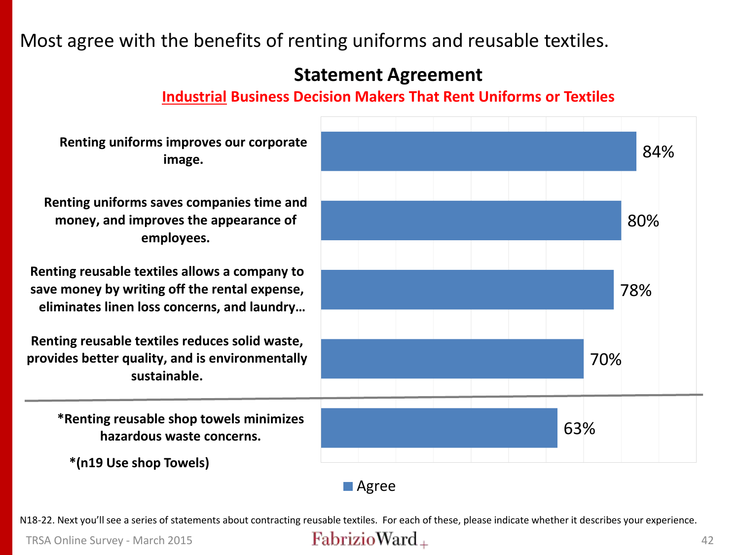Most agree with the benefits of renting uniforms and reusable textiles.

## Statement Agreement

**Industrial Business Decision Makers That Rent Uniforms or Textiles**

| Statement | Agree |
| --- | --- |
| **Renting uniforms improves our corporate image.** | 84% |
| **Renting uniforms saves companies time and money, and improves the appearance of employees.** | 80% |
| **Renting reusable textiles allows a company to save money by writing off the rental expense, eliminates linen loss concerns, and laundry…** | 78% |
| **Renting reusable textiles reduces solid waste, provides better quality, and is environmentally sustainable.** | 70% |
| **\*Renting reusable shop towels minimizes hazardous waste concerns.** | 63% |

**\*(n19 Use shop Towels)**

N18-22. Next you'll see a series of statements about contracting reusable textiles. For each of these, please indicate whether it describes your experience.

TRSA Online Survey - March 2015

FabrizioWard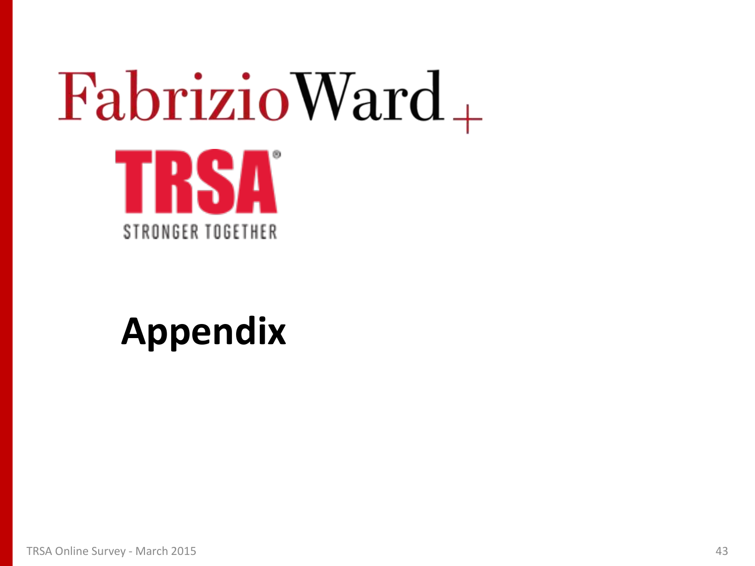FabrizioWard

TRSA

STRONGER TOGETHER

# Appendix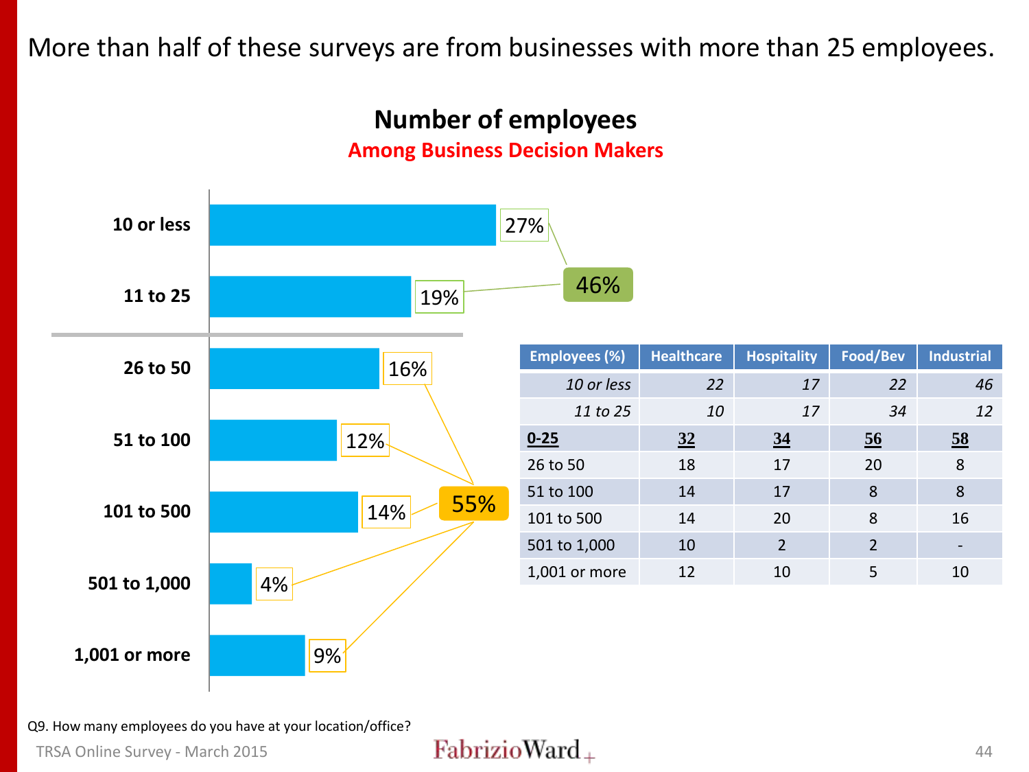More than half of these surveys are from businesses with more than 25 employees.

## Number of employees

**Among Business Decision Makers**

10 or less
27%

11 to 25
19%

46%

26 to 50
16%

51 to 100
12%

101 to 500
14%

501 to 1,000
4%

1,001 or more
9%

55%

| Employees (%) | Healthcare | Hospitality | Food/Bev | Industrial |
|---|---|---|---|---|
| *10 or less* | *22* | *17* | *22* | *46* |
| *11 to 25* | *10* | *17* | *34* | *12* |
| **0-25** | **32** | **34** | **56** | **58** |
| 26 to 50 | 18 | 17 | 20 | 8 |
| 51 to 100 | 14 | 17 | 8 | 8 |
| 101 to 500 | 14 | 20 | 8 | 16 |
| 501 to 1,000 | 10 | 2 | 2 | - |
| 1,001 or more | 12 | 10 | 5 | 10 |

Q9. How many employees do you have at your location/office?

TRSA Online Survey - March 2015

FabrizioWard